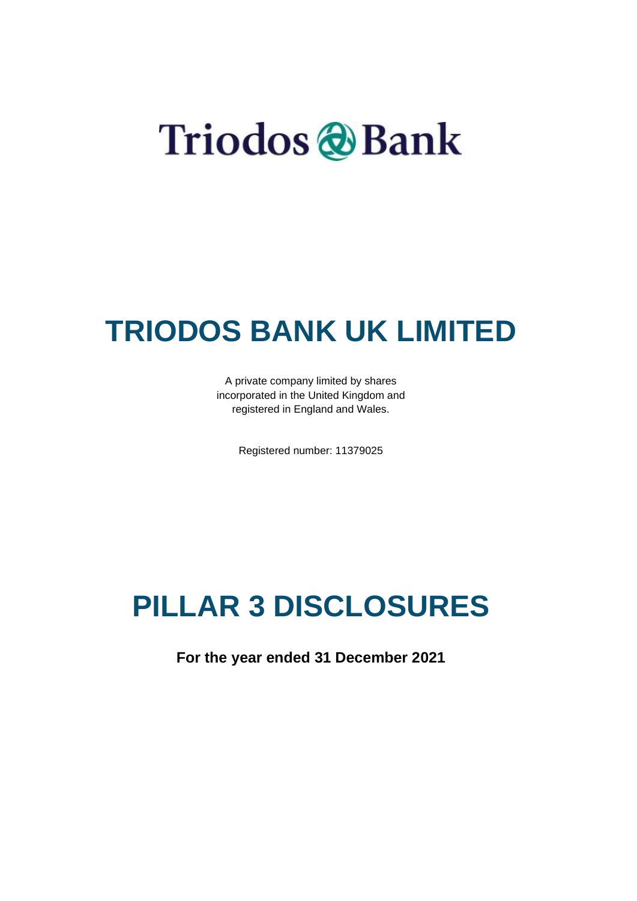Triodos Bank

# TRIODOS BANK UK LIMITED

A private company limited by shares
incorporated in the United Kingdom and
registered in England and Wales.

Registered number: 11379025

# PILLAR 3 DISCLOSURES

**For the year ended 31 December 2021**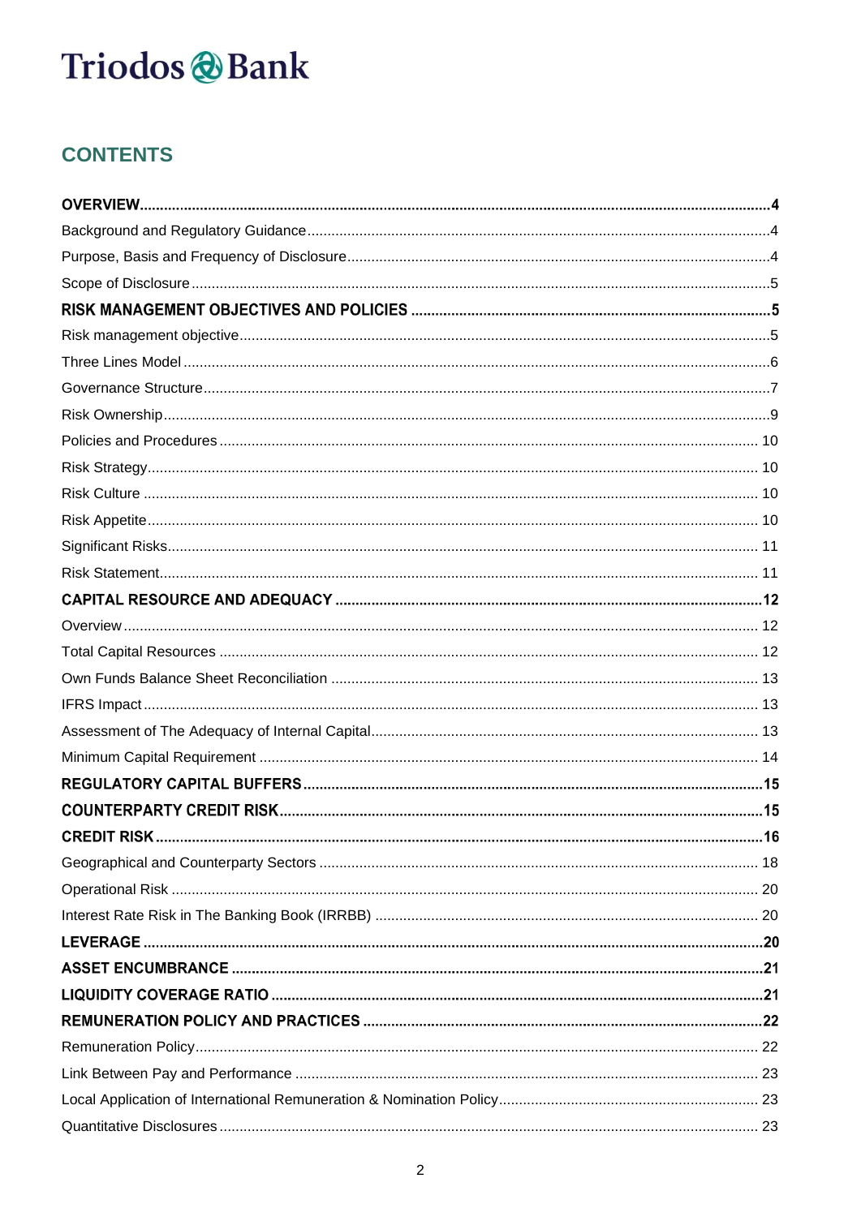Triodos Bank

# CONTENTS

| | |
|---|---|
| **OVERVIEW** | **4** |
| Background and Regulatory Guidance | 4 |
| Purpose, Basis and Frequency of Disclosure | 4 |
| Scope of Disclosure | 5 |
| **RISK MANAGEMENT OBJECTIVES AND POLICIES** | **5** |
| Risk management objective | 5 |
| Three Lines Model | 6 |
| Governance Structure | 7 |
| Risk Ownership | 9 |
| Policies and Procedures | 10 |
| Risk Strategy | 10 |
| Risk Culture | 10 |
| Risk Appetite | 10 |
| Significant Risks | 11 |
| Risk Statement | 11 |
| **CAPITAL RESOURCE AND ADEQUACY** | **12** |
| Overview | 12 |
| Total Capital Resources | 12 |
| Own Funds Balance Sheet Reconciliation | 13 |
| IFRS Impact | 13 |
| Assessment of The Adequacy of Internal Capital | 13 |
| Minimum Capital Requirement | 14 |
| **REGULATORY CAPITAL BUFFERS** | **15** |
| **COUNTERPARTY CREDIT RISK** | **15** |
| **CREDIT RISK** | **16** |
| Geographical and Counterparty Sectors | 18 |
| Operational Risk | 20 |
| Interest Rate Risk in The Banking Book (IRRBB) | 20 |
| **LEVERAGE** | **20** |
| **ASSET ENCUMBRANCE** | **21** |
| **LIQUIDITY COVERAGE RATIO** | **21** |
| **REMUNERATION POLICY AND PRACTICES** | **22** |
| Remuneration Policy | 22 |
| Link Between Pay and Performance | 23 |
| Local Application of International Remuneration & Nomination Policy | 23 |
| Quantitative Disclosures | 23 |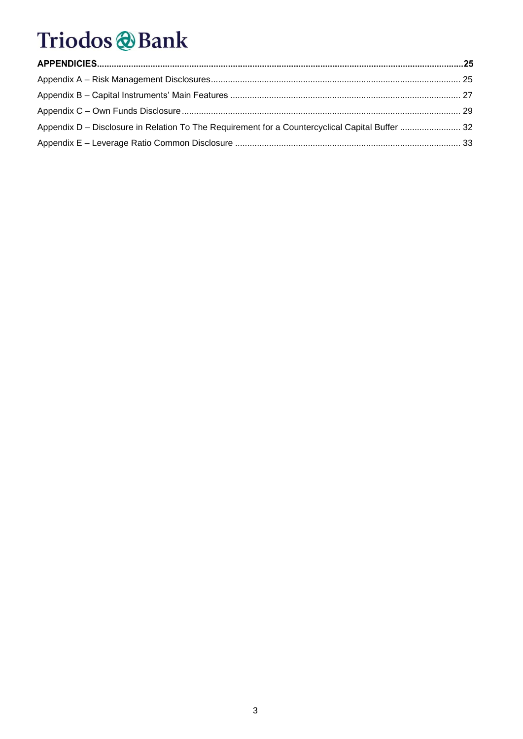**APPENDICIES** .......................................................................................................................................... **25**

Appendix A – Risk Management Disclosures ........................................................................................ 25

Appendix B – Capital Instruments' Main Features ................................................................................ 27

Appendix C – Own Funds Disclosure ..................................................................................................... 29

Appendix D – Disclosure in Relation To The Requirement for a Countercyclical Capital Buffer ......................... 32

Appendix E – Leverage Ratio Common Disclosure ............................................................................... 33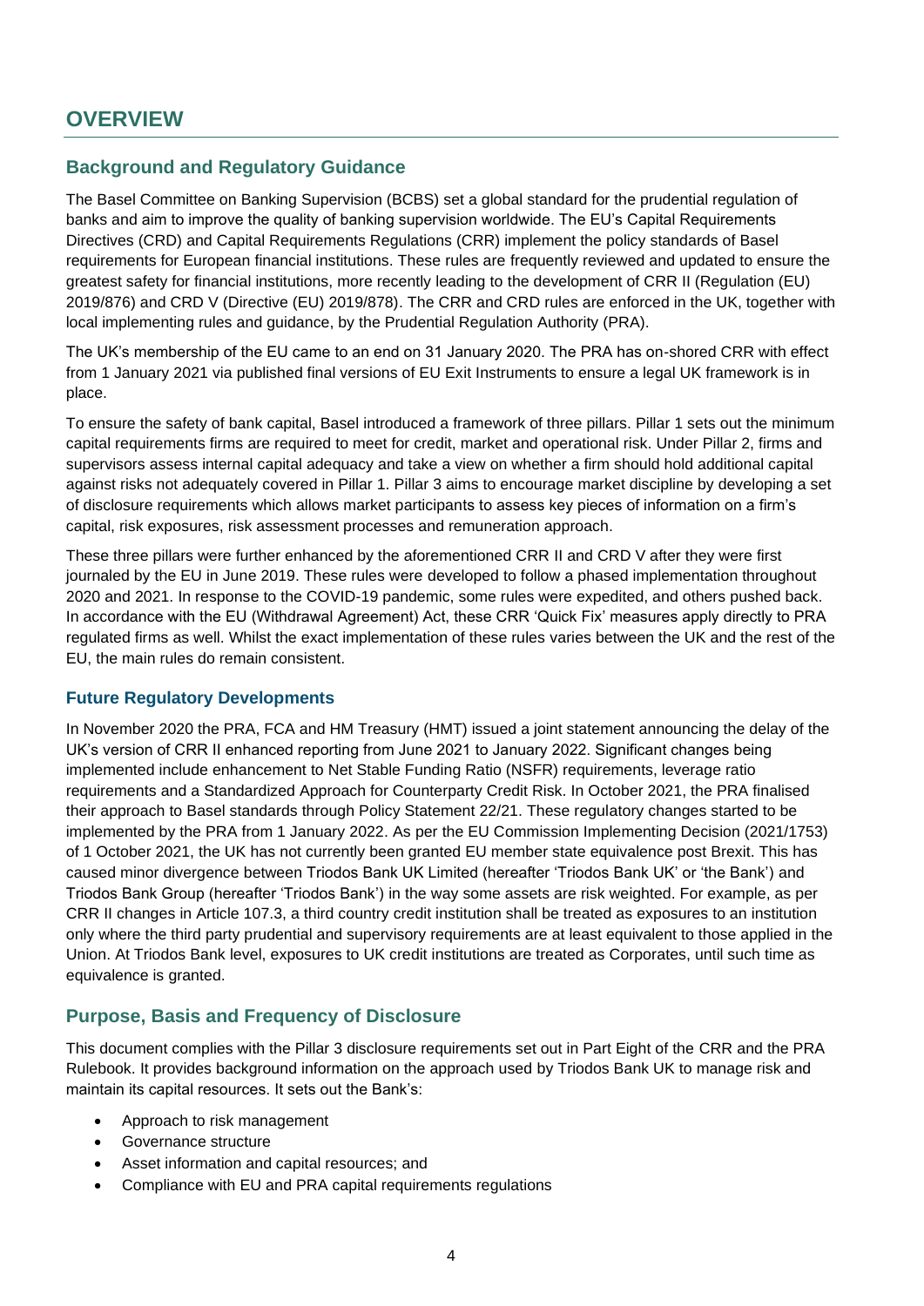# OVERVIEW

## Background and Regulatory Guidance

The Basel Committee on Banking Supervision (BCBS) set a global standard for the prudential regulation of banks and aim to improve the quality of banking supervision worldwide. The EU's Capital Requirements Directives (CRD) and Capital Requirements Regulations (CRR) implement the policy standards of Basel requirements for European financial institutions. These rules are frequently reviewed and updated to ensure the greatest safety for financial institutions, more recently leading to the development of CRR II (Regulation (EU) 2019/876) and CRD V (Directive (EU) 2019/878). The CRR and CRD rules are enforced in the UK, together with local implementing rules and guidance, by the Prudential Regulation Authority (PRA).

The UK's membership of the EU came to an end on 31 January 2020. The PRA has on-shored CRR with effect from 1 January 2021 via published final versions of EU Exit Instruments to ensure a legal UK framework is in place.

To ensure the safety of bank capital, Basel introduced a framework of three pillars. Pillar 1 sets out the minimum capital requirements firms are required to meet for credit, market and operational risk. Under Pillar 2, firms and supervisors assess internal capital adequacy and take a view on whether a firm should hold additional capital against risks not adequately covered in Pillar 1. Pillar 3 aims to encourage market discipline by developing a set of disclosure requirements which allows market participants to assess key pieces of information on a firm's capital, risk exposures, risk assessment processes and remuneration approach.

These three pillars were further enhanced by the aforementioned CRR II and CRD V after they were first journaled by the EU in June 2019. These rules were developed to follow a phased implementation throughout 2020 and 2021. In response to the COVID-19 pandemic, some rules were expedited, and others pushed back. In accordance with the EU (Withdrawal Agreement) Act, these CRR 'Quick Fix' measures apply directly to PRA regulated firms as well. Whilst the exact implementation of these rules varies between the UK and the rest of the EU, the main rules do remain consistent.

### Future Regulatory Developments

In November 2020 the PRA, FCA and HM Treasury (HMT) issued a joint statement announcing the delay of the UK's version of CRR II enhanced reporting from June 2021 to January 2022. Significant changes being implemented include enhancement to Net Stable Funding Ratio (NSFR) requirements, leverage ratio requirements and a Standardized Approach for Counterparty Credit Risk. In October 2021, the PRA finalised their approach to Basel standards through Policy Statement 22/21. These regulatory changes started to be implemented by the PRA from 1 January 2022. As per the EU Commission Implementing Decision (2021/1753) of 1 October 2021, the UK has not currently been granted EU member state equivalence post Brexit. This has caused minor divergence between Triodos Bank UK Limited (hereafter 'Triodos Bank UK' or 'the Bank') and Triodos Bank Group (hereafter 'Triodos Bank') in the way some assets are risk weighted. For example, as per CRR II changes in Article 107.3, a third country credit institution shall be treated as exposures to an institution only where the third party prudential and supervisory requirements are at least equivalent to those applied in the Union. At Triodos Bank level, exposures to UK credit institutions are treated as Corporates, until such time as equivalence is granted.

## Purpose, Basis and Frequency of Disclosure

This document complies with the Pillar 3 disclosure requirements set out in Part Eight of the CRR and the PRA Rulebook. It provides background information on the approach used by Triodos Bank UK to manage risk and maintain its capital resources. It sets out the Bank's:

- Approach to risk management
- Governance structure
- Asset information and capital resources; and
- Compliance with EU and PRA capital requirements regulations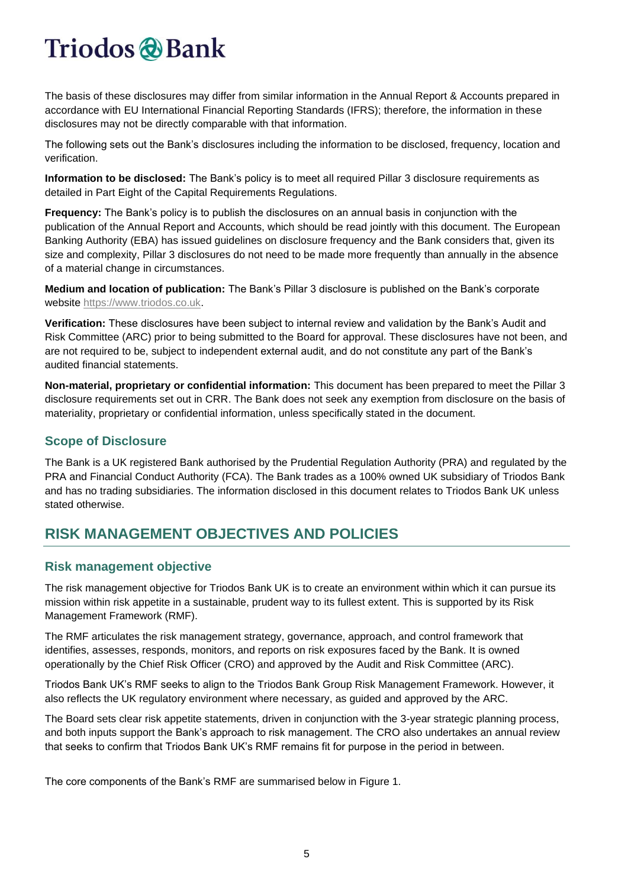The basis of these disclosures may differ from similar information in the Annual Report & Accounts prepared in accordance with EU International Financial Reporting Standards (IFRS); therefore, the information in these disclosures may not be directly comparable with that information.

The following sets out the Bank's disclosures including the information to be disclosed, frequency, location and verification.

**Information to be disclosed:** The Bank's policy is to meet all required Pillar 3 disclosure requirements as detailed in Part Eight of the Capital Requirements Regulations.

**Frequency:** The Bank's policy is to publish the disclosures on an annual basis in conjunction with the publication of the Annual Report and Accounts, which should be read jointly with this document. The European Banking Authority (EBA) has issued guidelines on disclosure frequency and the Bank considers that, given its size and complexity, Pillar 3 disclosures do not need to be made more frequently than annually in the absence of a material change in circumstances.

**Medium and location of publication:** The Bank's Pillar 3 disclosure is published on the Bank's corporate website https://www.triodos.co.uk.

**Verification:** These disclosures have been subject to internal review and validation by the Bank's Audit and Risk Committee (ARC) prior to being submitted to the Board for approval. These disclosures have not been, and are not required to be, subject to independent external audit, and do not constitute any part of the Bank's audited financial statements.

**Non-material, proprietary or confidential information:** This document has been prepared to meet the Pillar 3 disclosure requirements set out in CRR. The Bank does not seek any exemption from disclosure on the basis of materiality, proprietary or confidential information, unless specifically stated in the document.

### Scope of Disclosure

The Bank is a UK registered Bank authorised by the Prudential Regulation Authority (PRA) and regulated by the PRA and Financial Conduct Authority (FCA). The Bank trades as a 100% owned UK subsidiary of Triodos Bank and has no trading subsidiaries. The information disclosed in this document relates to Triodos Bank UK unless stated otherwise.

## RISK MANAGEMENT OBJECTIVES AND POLICIES

### Risk management objective

The risk management objective for Triodos Bank UK is to create an environment within which it can pursue its mission within risk appetite in a sustainable, prudent way to its fullest extent. This is supported by its Risk Management Framework (RMF).

The RMF articulates the risk management strategy, governance, approach, and control framework that identifies, assesses, responds, monitors, and reports on risk exposures faced by the Bank. It is owned operationally by the Chief Risk Officer (CRO) and approved by the Audit and Risk Committee (ARC).

Triodos Bank UK's RMF seeks to align to the Triodos Bank Group Risk Management Framework. However, it also reflects the UK regulatory environment where necessary, as guided and approved by the ARC.

The Board sets clear risk appetite statements, driven in conjunction with the 3-year strategic planning process, and both inputs support the Bank's approach to risk management. The CRO also undertakes an annual review that seeks to confirm that Triodos Bank UK's RMF remains fit for purpose in the period in between.

The core components of the Bank's RMF are summarised below in Figure 1.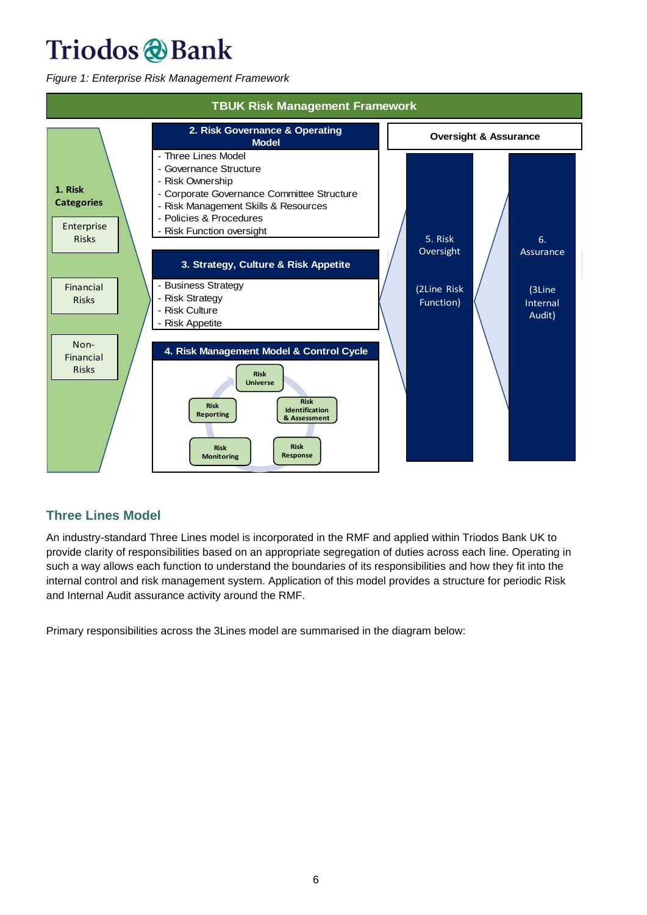*Figure 1: Enterprise Risk Management Framework*

**TBUK Risk Management Framework**

**1. Risk Categories**
- Enterprise Risks
- Financial Risks
- Non-Financial Risks

**2. Risk Governance & Operating Model**
- Three Lines Model
- Governance Structure
- Risk Ownership
- Corporate Governance Committee Structure
- Risk Management Skills & Resources
- Policies & Procedures
- Risk Function oversight

**3. Strategy, Culture & Risk Appetite**
- Business Strategy
- Risk Strategy
- Risk Culture
- Risk Appetite

**4. Risk Management Model & Control Cycle**
- Risk Universe
- Risk Identification & Assessment
- Risk Response
- Risk Monitoring
- Risk Reporting

**Oversight & Assurance**
- 5. Risk Oversight (2Line Risk Function)
- 6. Assurance (3Line Internal Audit)

## Three Lines Model

An industry-standard Three Lines model is incorporated in the RMF and applied within Triodos Bank UK to provide clarity of responsibilities based on an appropriate segregation of duties across each line. Operating in such a way allows each function to understand the boundaries of its responsibilities and how they fit into the internal control and risk management system. Application of this model provides a structure for periodic Risk and Internal Audit assurance activity around the RMF.

Primary responsibilities across the 3Lines model are summarised in the diagram below: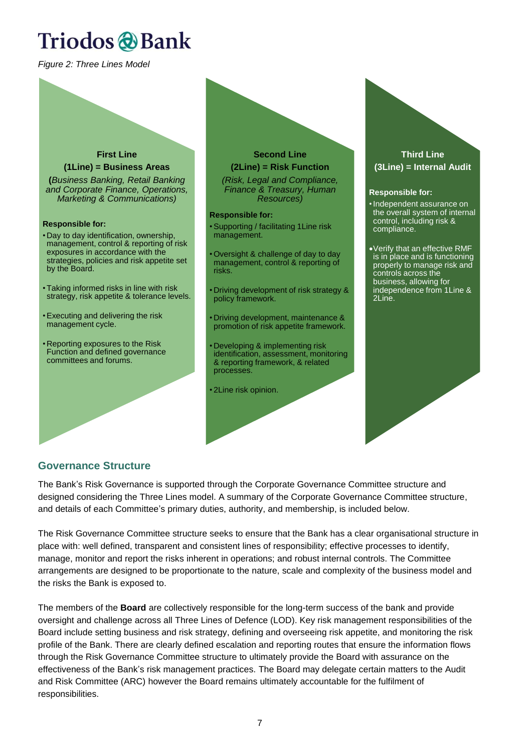Figure 2: Three Lines Model

**First Line**
**(1Line) = Business Areas**
**(***Business Banking, Retail Banking and Corporate Finance, Operations, Marketing & Communications)*

**Responsible for:**

- Day to day identification, ownership, management, control & reporting of risk exposures in accordance with the strategies, policies and risk appetite set by the Board.
- Taking informed risks in line with risk strategy, risk appetite & tolerance levels.
- Executing and delivering the risk management cycle.
- Reporting exposures to the Risk Function and defined governance committees and forums.

**Second Line**
**(2Line) = Risk Function**
*(Risk, Legal and Compliance, Finance & Treasury, Human Resources)*

**Responsible for:**

- Supporting / facilitating 1Line risk management.
- Oversight & challenge of day to day management, control & reporting of risks.
- Driving development of risk strategy & policy framework.
- Driving development, maintenance & promotion of risk appetite framework.
- Developing & implementing risk identification, assessment, monitoring & reporting framework, & related processes.
- 2Line risk opinion.

**Third Line**
**(3Line) = Internal Audit**

**Responsible for:**

- Independent assurance on the overall system of internal control, including risk & compliance.
- Verify that an effective RMF is in place and is functioning properly to manage risk and controls across the business, allowing for independence from 1Line & 2Line.

## Governance Structure

The Bank's Risk Governance is supported through the Corporate Governance Committee structure and designed considering the Three Lines model. A summary of the Corporate Governance Committee structure, and details of each Committee's primary duties, authority, and membership, is included below.

The Risk Governance Committee structure seeks to ensure that the Bank has a clear organisational structure in place with: well defined, transparent and consistent lines of responsibility; effective processes to identify, manage, monitor and report the risks inherent in operations; and robust internal controls. The Committee arrangements are designed to be proportionate to the nature, scale and complexity of the business model and the risks the Bank is exposed to.

The members of the **Board** are collectively responsible for the long-term success of the bank and provide oversight and challenge across all Three Lines of Defence (LOD). Key risk management responsibilities of the Board include setting business and risk strategy, defining and overseeing risk appetite, and monitoring the risk profile of the Bank. There are clearly defined escalation and reporting routes that ensure the information flows through the Risk Governance Committee structure to ultimately provide the Board with assurance on the effectiveness of the Bank's risk management practices. The Board may delegate certain matters to the Audit and Risk Committee (ARC) however the Board remains ultimately accountable for the fulfilment of responsibilities.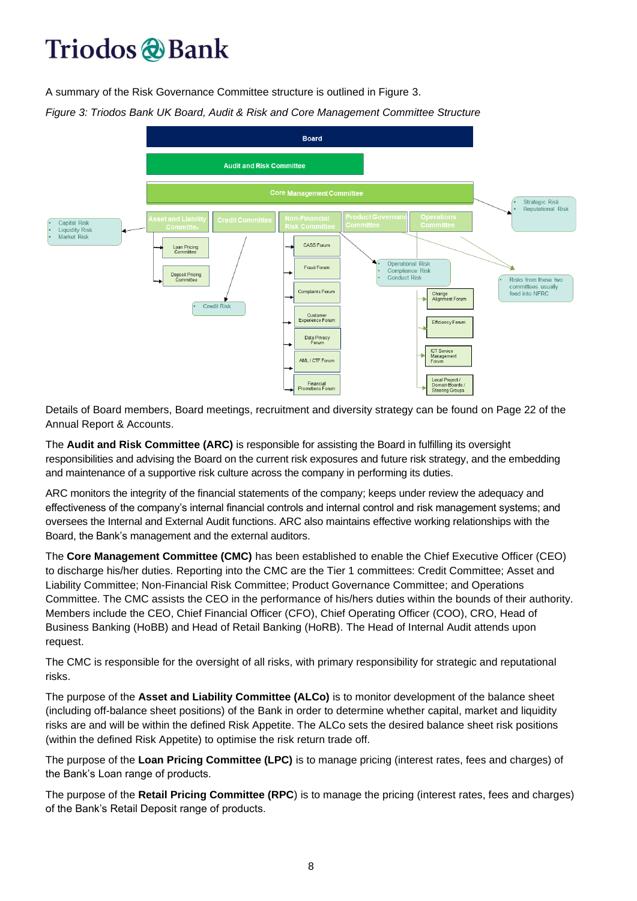A summary of the Risk Governance Committee structure is outlined in Figure 3.

*Figure 3: Triodos Bank UK Board, Audit & Risk and Core Management Committee Structure*

Details of Board members, Board meetings, recruitment and diversity strategy can be found on Page 22 of the Annual Report & Accounts.

The **Audit and Risk Committee (ARC)** is responsible for assisting the Board in fulfilling its oversight responsibilities and advising the Board on the current risk exposures and future risk strategy, and the embedding and maintenance of a supportive risk culture across the company in performing its duties.

ARC monitors the integrity of the financial statements of the company; keeps under review the adequacy and effectiveness of the company's internal financial controls and internal control and risk management systems; and oversees the Internal and External Audit functions. ARC also maintains effective working relationships with the Board, the Bank's management and the external auditors.

The **Core Management Committee (CMC)** has been established to enable the Chief Executive Officer (CEO) to discharge his/her duties. Reporting into the CMC are the Tier 1 committees: Credit Committee; Asset and Liability Committee; Non-Financial Risk Committee; Product Governance Committee; and Operations Committee. The CMC assists the CEO in the performance of his/hers duties within the bounds of their authority. Members include the CEO, Chief Financial Officer (CFO), Chief Operating Officer (COO), CRO, Head of Business Banking (HoBB) and Head of Retail Banking (HoRB). The Head of Internal Audit attends upon request.

The CMC is responsible for the oversight of all risks, with primary responsibility for strategic and reputational risks.

The purpose of the **Asset and Liability Committee (ALCo)** is to monitor development of the balance sheet (including off-balance sheet positions) of the Bank in order to determine whether capital, market and liquidity risks are and will be within the defined Risk Appetite. The ALCo sets the desired balance sheet risk positions (within the defined Risk Appetite) to optimise the risk return trade off.

The purpose of the **Loan Pricing Committee (LPC)** is to manage pricing (interest rates, fees and charges) of the Bank's Loan range of products.

The purpose of the **Retail Pricing Committee (RPC**) is to manage the pricing (interest rates, fees and charges) of the Bank's Retail Deposit range of products.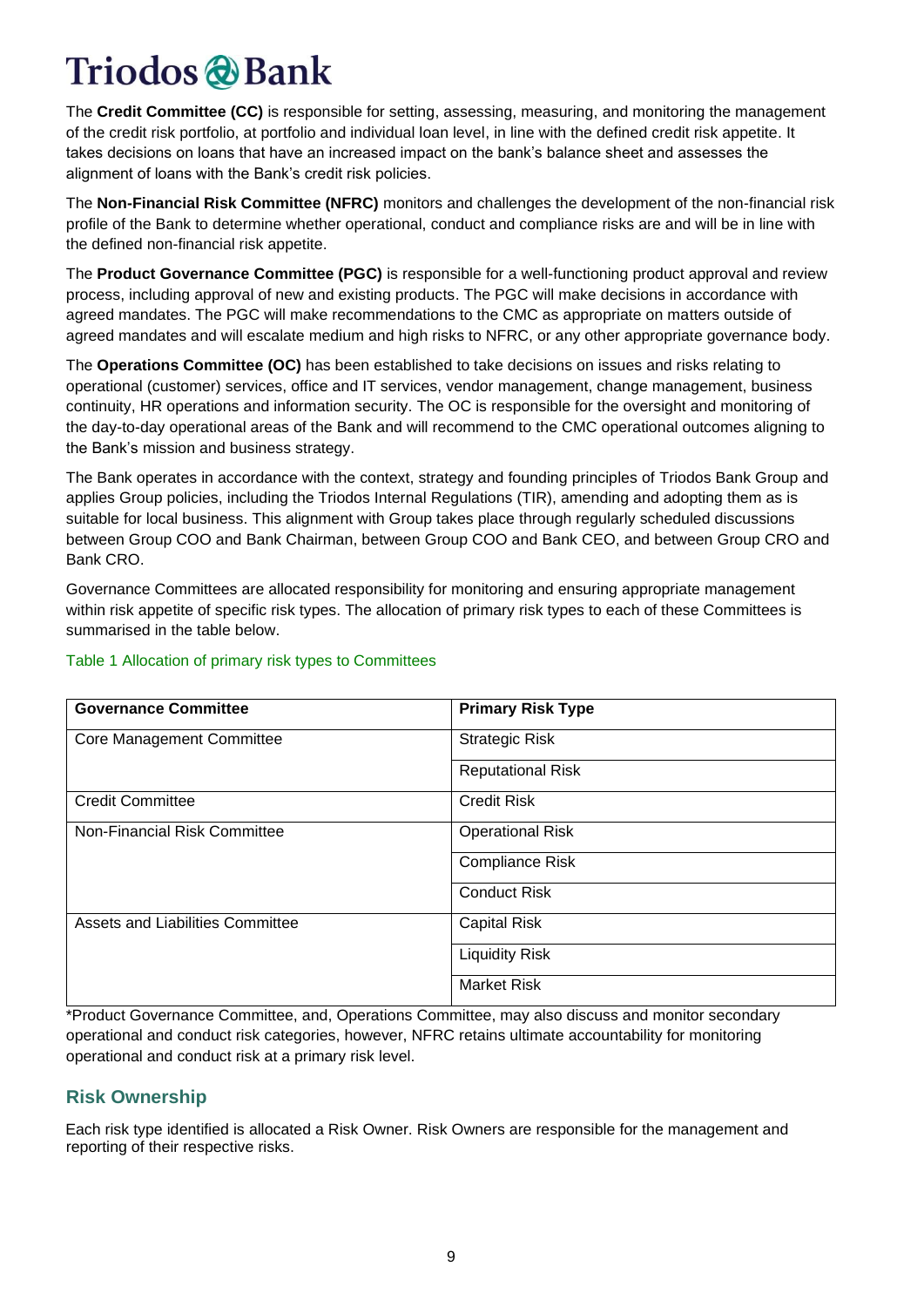The **Credit Committee (CC)** is responsible for setting, assessing, measuring, and monitoring the management of the credit risk portfolio, at portfolio and individual loan level, in line with the defined credit risk appetite. It takes decisions on loans that have an increased impact on the bank's balance sheet and assesses the alignment of loans with the Bank's credit risk policies.

The **Non-Financial Risk Committee (NFRC)** monitors and challenges the development of the non-financial risk profile of the Bank to determine whether operational, conduct and compliance risks are and will be in line with the defined non-financial risk appetite.

The **Product Governance Committee (PGC)** is responsible for a well-functioning product approval and review process, including approval of new and existing products. The PGC will make decisions in accordance with agreed mandates. The PGC will make recommendations to the CMC as appropriate on matters outside of agreed mandates and will escalate medium and high risks to NFRC, or any other appropriate governance body.

The **Operations Committee (OC)** has been established to take decisions on issues and risks relating to operational (customer) services, office and IT services, vendor management, change management, business continuity, HR operations and information security. The OC is responsible for the oversight and monitoring of the day-to-day operational areas of the Bank and will recommend to the CMC operational outcomes aligning to the Bank's mission and business strategy.

The Bank operates in accordance with the context, strategy and founding principles of Triodos Bank Group and applies Group policies, including the Triodos Internal Regulations (TIR), amending and adopting them as is suitable for local business. This alignment with Group takes place through regularly scheduled discussions between Group COO and Bank Chairman, between Group COO and Bank CEO, and between Group CRO and Bank CRO.

Governance Committees are allocated responsibility for monitoring and ensuring appropriate management within risk appetite of specific risk types. The allocation of primary risk types to each of these Committees is summarised in the table below.

Table 1 Allocation of primary risk types to Committees

| Governance Committee | Primary Risk Type |
|---|---|
| Core Management Committee | Strategic Risk |
| | Reputational Risk |
| Credit Committee | Credit Risk |
| Non-Financial Risk Committee | Operational Risk |
| | Compliance Risk |
| | Conduct Risk |
| Assets and Liabilities Committee | Capital Risk |
| | Liquidity Risk |
| | Market Risk |

*Product Governance Committee, and, Operations Committee, may also discuss and monitor secondary operational and conduct risk categories, however, NFRC retains ultimate accountability for monitoring operational and conduct risk at a primary risk level.

## Risk Ownership

Each risk type identified is allocated a Risk Owner. Risk Owners are responsible for the management and reporting of their respective risks.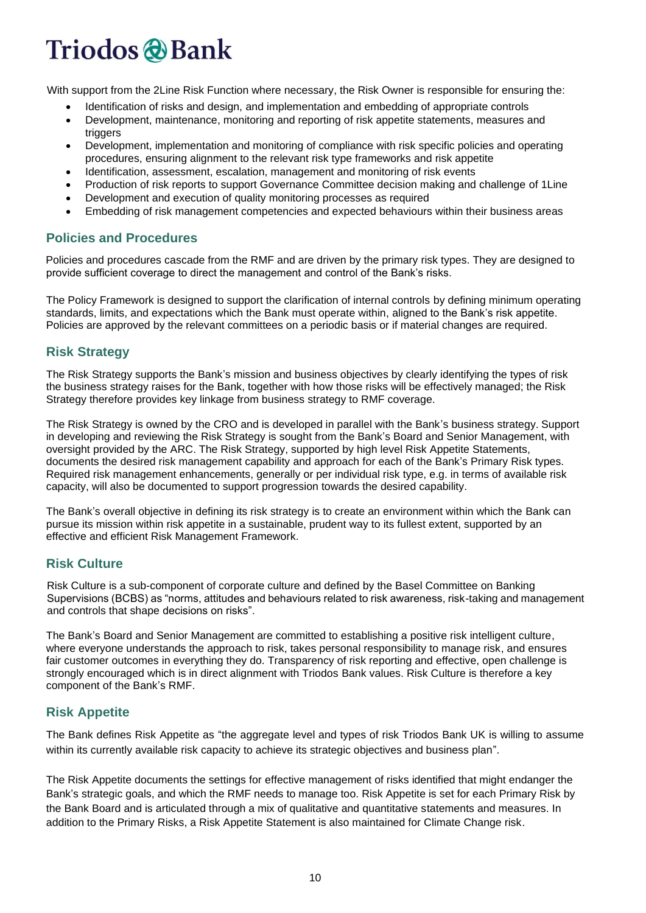With support from the 2Line Risk Function where necessary, the Risk Owner is responsible for ensuring the:

- Identification of risks and design, and implementation and embedding of appropriate controls
- Development, maintenance, monitoring and reporting of risk appetite statements, measures and triggers
- Development, implementation and monitoring of compliance with risk specific policies and operating procedures, ensuring alignment to the relevant risk type frameworks and risk appetite
- Identification, assessment, escalation, management and monitoring of risk events
- Production of risk reports to support Governance Committee decision making and challenge of 1Line
- Development and execution of quality monitoring processes as required
- Embedding of risk management competencies and expected behaviours within their business areas

## Policies and Procedures

Policies and procedures cascade from the RMF and are driven by the primary risk types. They are designed to provide sufficient coverage to direct the management and control of the Bank's risks.

The Policy Framework is designed to support the clarification of internal controls by defining minimum operating standards, limits, and expectations which the Bank must operate within, aligned to the Bank's risk appetite. Policies are approved by the relevant committees on a periodic basis or if material changes are required.

## Risk Strategy

The Risk Strategy supports the Bank's mission and business objectives by clearly identifying the types of risk the business strategy raises for the Bank, together with how those risks will be effectively managed; the Risk Strategy therefore provides key linkage from business strategy to RMF coverage.

The Risk Strategy is owned by the CRO and is developed in parallel with the Bank's business strategy. Support in developing and reviewing the Risk Strategy is sought from the Bank's Board and Senior Management, with oversight provided by the ARC. The Risk Strategy, supported by high level Risk Appetite Statements, documents the desired risk management capability and approach for each of the Bank's Primary Risk types. Required risk management enhancements, generally or per individual risk type, e.g. in terms of available risk capacity, will also be documented to support progression towards the desired capability.

The Bank's overall objective in defining its risk strategy is to create an environment within which the Bank can pursue its mission within risk appetite in a sustainable, prudent way to its fullest extent, supported by an effective and efficient Risk Management Framework.

## Risk Culture

Risk Culture is a sub-component of corporate culture and defined by the Basel Committee on Banking Supervisions (BCBS) as "norms, attitudes and behaviours related to risk awareness, risk-taking and management and controls that shape decisions on risks".

The Bank's Board and Senior Management are committed to establishing a positive risk intelligent culture, where everyone understands the approach to risk, takes personal responsibility to manage risk, and ensures fair customer outcomes in everything they do. Transparency of risk reporting and effective, open challenge is strongly encouraged which is in direct alignment with Triodos Bank values. Risk Culture is therefore a key component of the Bank's RMF.

## Risk Appetite

The Bank defines Risk Appetite as "the aggregate level and types of risk Triodos Bank UK is willing to assume within its currently available risk capacity to achieve its strategic objectives and business plan".

The Risk Appetite documents the settings for effective management of risks identified that might endanger the Bank's strategic goals, and which the RMF needs to manage too. Risk Appetite is set for each Primary Risk by the Bank Board and is articulated through a mix of qualitative and quantitative statements and measures. In addition to the Primary Risks, a Risk Appetite Statement is also maintained for Climate Change risk.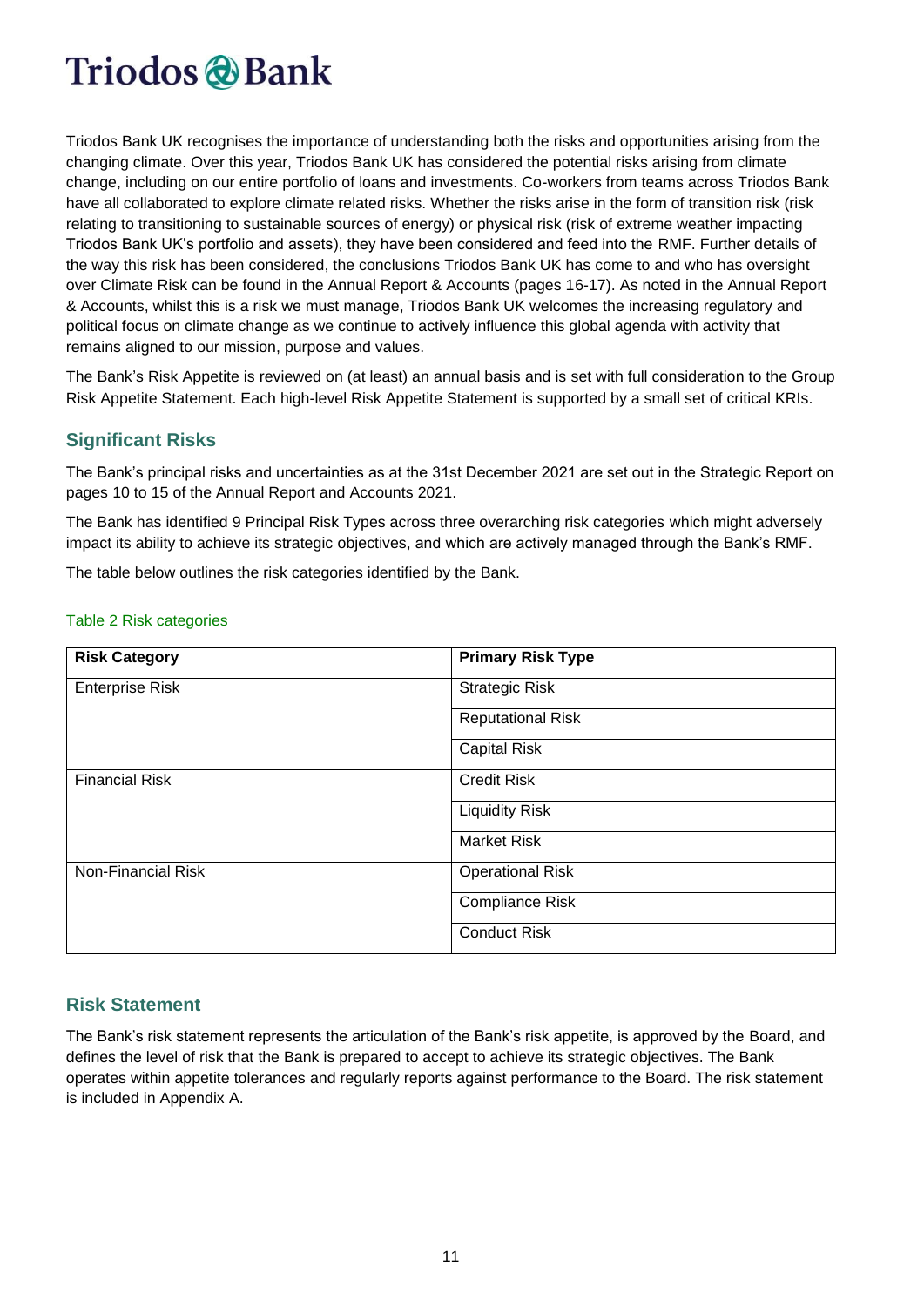Triodos Bank UK recognises the importance of understanding both the risks and opportunities arising from the changing climate. Over this year, Triodos Bank UK has considered the potential risks arising from climate change, including on our entire portfolio of loans and investments. Co-workers from teams across Triodos Bank have all collaborated to explore climate related risks. Whether the risks arise in the form of transition risk (risk relating to transitioning to sustainable sources of energy) or physical risk (risk of extreme weather impacting Triodos Bank UK's portfolio and assets), they have been considered and feed into the RMF. Further details of the way this risk has been considered, the conclusions Triodos Bank UK has come to and who has oversight over Climate Risk can be found in the Annual Report & Accounts (pages 16-17). As noted in the Annual Report & Accounts, whilst this is a risk we must manage, Triodos Bank UK welcomes the increasing regulatory and political focus on climate change as we continue to actively influence this global agenda with activity that remains aligned to our mission, purpose and values.

The Bank's Risk Appetite is reviewed on (at least) an annual basis and is set with full consideration to the Group Risk Appetite Statement. Each high-level Risk Appetite Statement is supported by a small set of critical KRIs.

## Significant Risks

The Bank's principal risks and uncertainties as at the 31st December 2021 are set out in the Strategic Report on pages 10 to 15 of the Annual Report and Accounts 2021.

The Bank has identified 9 Principal Risk Types across three overarching risk categories which might adversely impact its ability to achieve its strategic objectives, and which are actively managed through the Bank's RMF.

The table below outlines the risk categories identified by the Bank.

Table 2 Risk categories

| Risk Category | Primary Risk Type |
|---|---|
| Enterprise Risk | Strategic Risk |
| | Reputational Risk |
| | Capital Risk |
| Financial Risk | Credit Risk |
| | Liquidity Risk |
| | Market Risk |
| Non-Financial Risk | Operational Risk |
| | Compliance Risk |
| | Conduct Risk |

## Risk Statement

The Bank's risk statement represents the articulation of the Bank's risk appetite, is approved by the Board, and defines the level of risk that the Bank is prepared to accept to achieve its strategic objectives. The Bank operates within appetite tolerances and regularly reports against performance to the Board. The risk statement is included in Appendix A.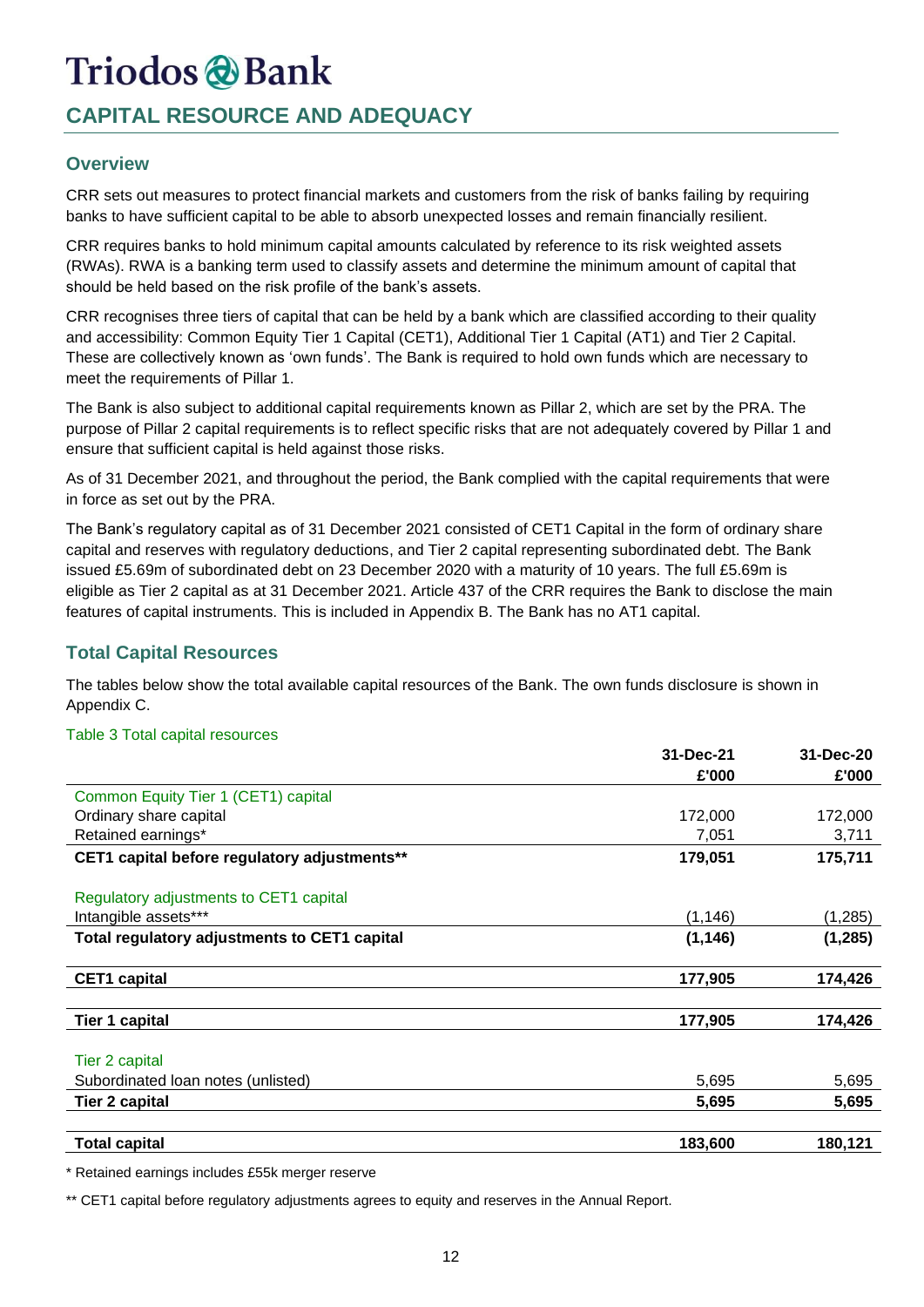# Triodos Bank

## CAPITAL RESOURCE AND ADEQUACY

### Overview

CRR sets out measures to protect financial markets and customers from the risk of banks failing by requiring banks to have sufficient capital to be able to absorb unexpected losses and remain financially resilient.

CRR requires banks to hold minimum capital amounts calculated by reference to its risk weighted assets (RWAs). RWA is a banking term used to classify assets and determine the minimum amount of capital that should be held based on the risk profile of the bank's assets.

CRR recognises three tiers of capital that can be held by a bank which are classified according to their quality and accessibility: Common Equity Tier 1 Capital (CET1), Additional Tier 1 Capital (AT1) and Tier 2 Capital. These are collectively known as 'own funds'. The Bank is required to hold own funds which are necessary to meet the requirements of Pillar 1.

The Bank is also subject to additional capital requirements known as Pillar 2, which are set by the PRA. The purpose of Pillar 2 capital requirements is to reflect specific risks that are not adequately covered by Pillar 1 and ensure that sufficient capital is held against those risks.

As of 31 December 2021, and throughout the period, the Bank complied with the capital requirements that were in force as set out by the PRA.

The Bank's regulatory capital as of 31 December 2021 consisted of CET1 Capital in the form of ordinary share capital and reserves with regulatory deductions, and Tier 2 capital representing subordinated debt. The Bank issued £5.69m of subordinated debt on 23 December 2020 with a maturity of 10 years. The full £5.69m is eligible as Tier 2 capital as at 31 December 2021. Article 437 of the CRR requires the Bank to disclose the main features of capital instruments. This is included in Appendix B. The Bank has no AT1 capital.

### Total Capital Resources

The tables below show the total available capital resources of the Bank. The own funds disclosure is shown in Appendix C.

Table 3 Total capital resources

| | 31-Dec-21 £'000 | 31-Dec-20 £'000 |
|---|---|---|
| Common Equity Tier 1 (CET1) capital | | |
| Ordinary share capital | 172,000 | 172,000 |
| Retained earnings* | 7,051 | 3,711 |
| **CET1 capital before regulatory adjustments**** | **179,051** | **175,711** |
| Regulatory adjustments to CET1 capital | | |
| Intangible assets*** | (1,146) | (1,285) |
| **Total regulatory adjustments to CET1 capital** | **(1,146)** | **(1,285)** |
| **CET1 capital** | **177,905** | **174,426** |
| **Tier 1 capital** | **177,905** | **174,426** |
| Tier 2 capital | | |
| Subordinated loan notes (unlisted) | 5,695 | 5,695 |
| **Tier 2 capital** | **5,695** | **5,695** |
| **Total capital** | **183,600** | **180,121** |

* Retained earnings includes £55k merger reserve

** CET1 capital before regulatory adjustments agrees to equity and reserves in the Annual Report.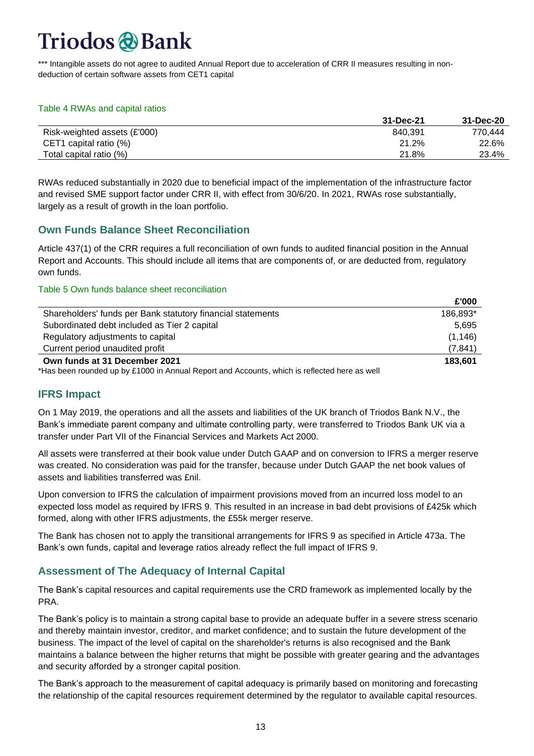*** Intangible assets do not agree to audited Annual Report due to acceleration of CRR II measures resulting in non-deduction of certain software assets from CET1 capital

Table 4 RWAs and capital ratios

| | 31-Dec-21 | 31-Dec-20 |
|---|---|---|
| Risk-weighted assets (£'000) | 840,391 | 770,444 |
| CET1 capital ratio (%) | 21.2% | 22.6% |
| Total capital ratio (%) | 21.8% | 23.4% |

RWAs reduced substantially in 2020 due to beneficial impact of the implementation of the infrastructure factor and revised SME support factor under CRR II, with effect from 30/6/20. In 2021, RWAs rose substantially, largely as a result of growth in the loan portfolio.

## Own Funds Balance Sheet Reconciliation

Article 437(1) of the CRR requires a full reconciliation of own funds to audited financial position in the Annual Report and Accounts. This should include all items that are components of, or are deducted from, regulatory own funds.

Table 5 Own funds balance sheet reconciliation

| | £'000 |
|---|---|
| Shareholders' funds per Bank statutory financial statements | 186,893* |
| Subordinated debt included as Tier 2 capital | 5,695 |
| Regulatory adjustments to capital | (1,146) |
| Current period unaudited profit | (7,841) |
| **Own funds at 31 December 2021** | **183,601** |

*Has been rounded up by £1000 in Annual Report and Accounts, which is reflected here as well

## IFRS Impact

On 1 May 2019, the operations and all the assets and liabilities of the UK branch of Triodos Bank N.V., the Bank's immediate parent company and ultimate controlling party, were transferred to Triodos Bank UK via a transfer under Part VII of the Financial Services and Markets Act 2000.

All assets were transferred at their book value under Dutch GAAP and on conversion to IFRS a merger reserve was created. No consideration was paid for the transfer, because under Dutch GAAP the net book values of assets and liabilities transferred was £nil.

Upon conversion to IFRS the calculation of impairment provisions moved from an incurred loss model to an expected loss model as required by IFRS 9. This resulted in an increase in bad debt provisions of £425k which formed, along with other IFRS adjustments, the £55k merger reserve.

The Bank has chosen not to apply the transitional arrangements for IFRS 9 as specified in Article 473a. The Bank's own funds, capital and leverage ratios already reflect the full impact of IFRS 9.

## Assessment of The Adequacy of Internal Capital

The Bank's capital resources and capital requirements use the CRD framework as implemented locally by the PRA.

The Bank's policy is to maintain a strong capital base to provide an adequate buffer in a severe stress scenario and thereby maintain investor, creditor, and market confidence; and to sustain the future development of the business. The impact of the level of capital on the shareholder's returns is also recognised and the Bank maintains a balance between the higher returns that might be possible with greater gearing and the advantages and security afforded by a stronger capital position.

The Bank's approach to the measurement of capital adequacy is primarily based on monitoring and forecasting the relationship of the capital resources requirement determined by the regulator to available capital resources.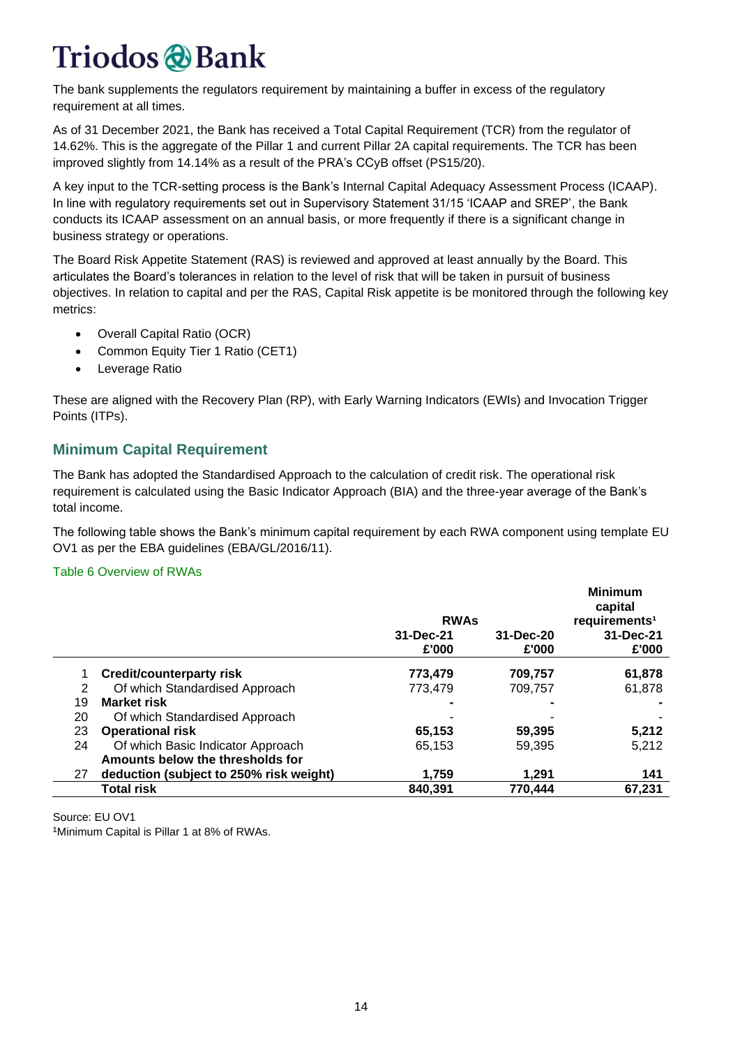The bank supplements the regulators requirement by maintaining a buffer in excess of the regulatory requirement at all times.

As of 31 December 2021, the Bank has received a Total Capital Requirement (TCR) from the regulator of 14.62%. This is the aggregate of the Pillar 1 and current Pillar 2A capital requirements. The TCR has been improved slightly from 14.14% as a result of the PRA's CCyB offset (PS15/20).

A key input to the TCR-setting process is the Bank's Internal Capital Adequacy Assessment Process (ICAAP). In line with regulatory requirements set out in Supervisory Statement 31/15 'ICAAP and SREP', the Bank conducts its ICAAP assessment on an annual basis, or more frequently if there is a significant change in business strategy or operations.

The Board Risk Appetite Statement (RAS) is reviewed and approved at least annually by the Board. This articulates the Board's tolerances in relation to the level of risk that will be taken in pursuit of business objectives. In relation to capital and per the RAS, Capital Risk appetite is be monitored through the following key metrics:

- Overall Capital Ratio (OCR)
- Common Equity Tier 1 Ratio (CET1)
- Leverage Ratio

These are aligned with the Recovery Plan (RP), with Early Warning Indicators (EWIs) and Invocation Trigger Points (ITPs).

## Minimum Capital Requirement

The Bank has adopted the Standardised Approach to the calculation of credit risk. The operational risk requirement is calculated using the Basic Indicator Approach (BIA) and the three-year average of the Bank's total income.

The following table shows the Bank's minimum capital requirement by each RWA component using template EU OV1 as per the EBA guidelines (EBA/GL/2016/11).

Table 6 Overview of RWAs

| | | RWAs | | Minimum capital requirements[1] |
|---|---|---|---|---|
| | | 31-Dec-21 £'000 | 31-Dec-20 £'000 | 31-Dec-21 £'000 |
| 1 | **Credit/counterparty risk** | **773,479** | **709,757** | **61,878** |
| 2 | Of which Standardised Approach | 773,479 | 709,757 | 61,878 |
| 19 | **Market risk** | **-** | **-** | **-** |
| 20 | Of which Standardised Approach | - | - | - |
| 23 | **Operational risk** | **65,153** | **59,395** | **5,212** |
| 24 | Of which Basic Indicator Approach | 65,153 | 59,395 | 5,212 |
| 27 | **Amounts below the thresholds for deduction (subject to 250% risk weight)** | **1,759** | **1,291** | **141** |
| | **Total risk** | **840,391** | **770,444** | **67,231** |

Source: EU OV1

[1]Minimum Capital is Pillar 1 at 8% of RWAs.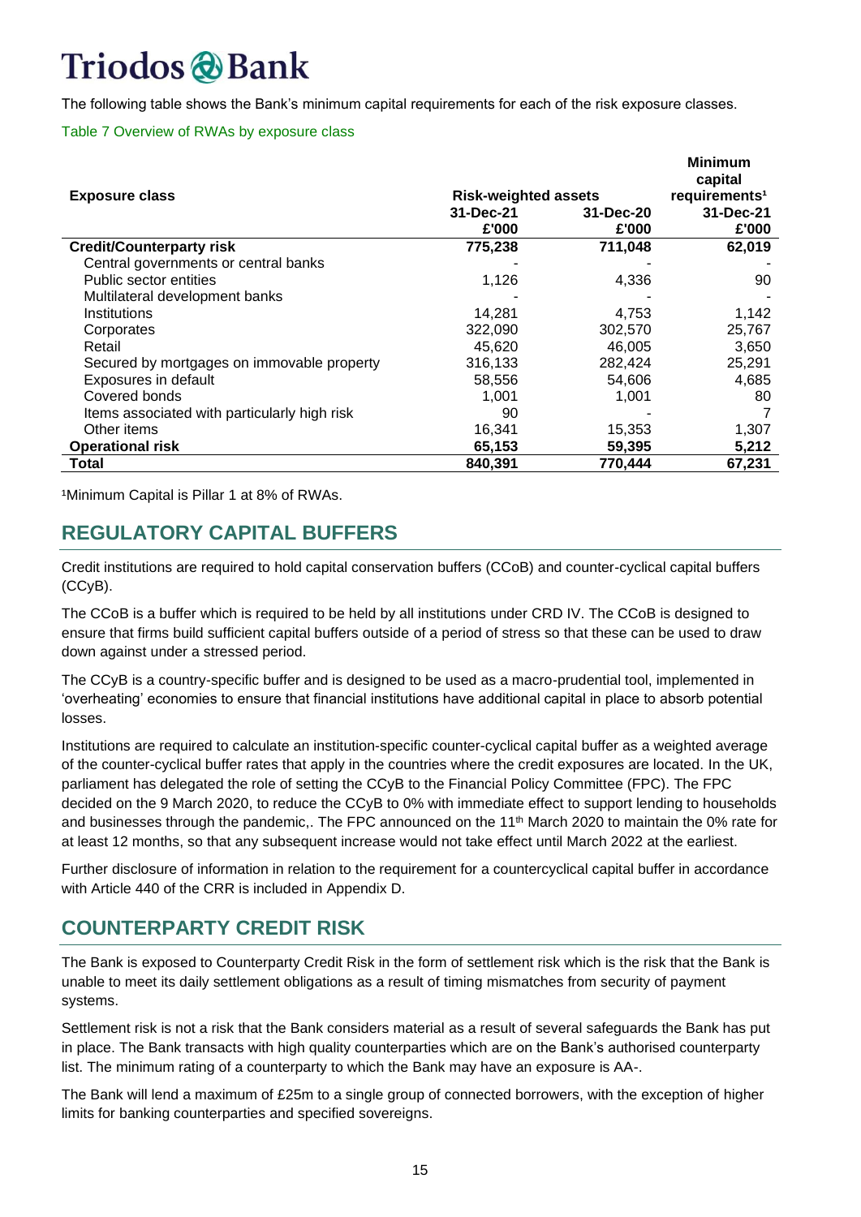The following table shows the Bank's minimum capital requirements for each of the risk exposure classes.

Table 7 Overview of RWAs by exposure class

| Exposure class | Risk-weighted assets | | Minimum capital requirements[1] |
|---|---|---|---|
| | 31-Dec-21 £'000 | 31-Dec-20 £'000 | 31-Dec-21 £'000 |
| **Credit/Counterparty risk** | **775,238** | **711,048** | **62,019** |
| Central governments or central banks | - | - | - |
| Public sector entities | 1,126 | 4,336 | 90 |
| Multilateral development banks | - | - | - |
| Institutions | 14,281 | 4,753 | 1,142 |
| Corporates | 322,090 | 302,570 | 25,767 |
| Retail | 45,620 | 46,005 | 3,650 |
| Secured by mortgages on immovable property | 316,133 | 282,424 | 25,291 |
| Exposures in default | 58,556 | 54,606 | 4,685 |
| Covered bonds | 1,001 | 1,001 | 80 |
| Items associated with particularly high risk | 90 | - | 7 |
| Other items | 16,341 | 15,353 | 1,307 |
| **Operational risk** | **65,153** | **59,395** | **5,212** |
| **Total** | **840,391** | **770,444** | **67,231** |

[1]Minimum Capital is Pillar 1 at 8% of RWAs.

## REGULATORY CAPITAL BUFFERS

Credit institutions are required to hold capital conservation buffers (CCoB) and counter-cyclical capital buffers (CCyB).

The CCoB is a buffer which is required to be held by all institutions under CRD IV. The CCoB is designed to ensure that firms build sufficient capital buffers outside of a period of stress so that these can be used to draw down against under a stressed period.

The CCyB is a country-specific buffer and is designed to be used as a macro-prudential tool, implemented in 'overheating' economies to ensure that financial institutions have additional capital in place to absorb potential losses.

Institutions are required to calculate an institution-specific counter-cyclical capital buffer as a weighted average of the counter-cyclical buffer rates that apply in the countries where the credit exposures are located. In the UK, parliament has delegated the role of setting the CCyB to the Financial Policy Committee (FPC). The FPC decided on the 9 March 2020, to reduce the CCyB to 0% with immediate effect to support lending to households and businesses through the pandemic,. The FPC announced on the 11th March 2020 to maintain the 0% rate for at least 12 months, so that any subsequent increase would not take effect until March 2022 at the earliest.

Further disclosure of information in relation to the requirement for a countercyclical capital buffer in accordance with Article 440 of the CRR is included in Appendix D.

## COUNTERPARTY CREDIT RISK

The Bank is exposed to Counterparty Credit Risk in the form of settlement risk which is the risk that the Bank is unable to meet its daily settlement obligations as a result of timing mismatches from security of payment systems.

Settlement risk is not a risk that the Bank considers material as a result of several safeguards the Bank has put in place. The Bank transacts with high quality counterparties which are on the Bank's authorised counterparty list. The minimum rating of a counterparty to which the Bank may have an exposure is AA-.

The Bank will lend a maximum of £25m to a single group of connected borrowers, with the exception of higher limits for banking counterparties and specified sovereigns.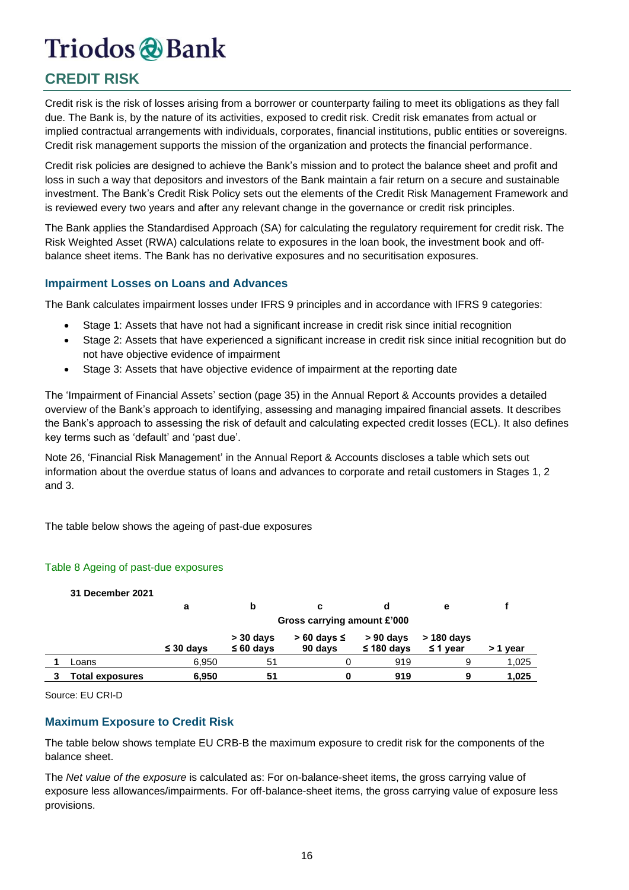# Triodos Bank

## CREDIT RISK

Credit risk is the risk of losses arising from a borrower or counterparty failing to meet its obligations as they fall due. The Bank is, by the nature of its activities, exposed to credit risk. Credit risk emanates from actual or implied contractual arrangements with individuals, corporates, financial institutions, public entities or sovereigns. Credit risk management supports the mission of the organization and protects the financial performance.

Credit risk policies are designed to achieve the Bank's mission and to protect the balance sheet and profit and loss in such a way that depositors and investors of the Bank maintain a fair return on a secure and sustainable investment. The Bank's Credit Risk Policy sets out the elements of the Credit Risk Management Framework and is reviewed every two years and after any relevant change in the governance or credit risk principles.

The Bank applies the Standardised Approach (SA) for calculating the regulatory requirement for credit risk. The Risk Weighted Asset (RWA) calculations relate to exposures in the loan book, the investment book and off-balance sheet items. The Bank has no derivative exposures and no securitisation exposures.

### Impairment Losses on Loans and Advances

The Bank calculates impairment losses under IFRS 9 principles and in accordance with IFRS 9 categories:

- Stage 1: Assets that have not had a significant increase in credit risk since initial recognition
- Stage 2: Assets that have experienced a significant increase in credit risk since initial recognition but do not have objective evidence of impairment
- Stage 3: Assets that have objective evidence of impairment at the reporting date

The 'Impairment of Financial Assets' section (page 35) in the Annual Report & Accounts provides a detailed overview of the Bank's approach to identifying, assessing and managing impaired financial assets. It describes the Bank's approach to assessing the risk of default and calculating expected credit losses (ECL). It also defines key terms such as 'default' and 'past due'.

Note 26, 'Financial Risk Management' in the Annual Report & Accounts discloses a table which sets out information about the overdue status of loans and advances to corporate and retail customers in Stages 1, 2 and 3.

The table below shows the ageing of past-due exposures

Table 8 Ageing of past-due exposures

**31 December 2021**

| | | a | b | c | d | e | f |
|---|---|---|---|---|---|---|---|
| | | Gross carrying amount £'000 | | | | | |
| | | **≤ 30 days** | **> 30 days ≤ 60 days** | **> 60 days ≤ 90 days** | **> 90 days ≤ 180 days** | **> 180 days ≤ 1 year** | **> 1 year** |
| 1 | Loans | 6,950 | 51 | 0 | 919 | 9 | 1,025 |
| 3 | **Total exposures** | **6,950** | **51** | **0** | **919** | **9** | **1,025** |

Source: EU CRI-D

### Maximum Exposure to Credit Risk

The table below shows template EU CRB-B the maximum exposure to credit risk for the components of the balance sheet.

The *Net value of the exposure* is calculated as: For on-balance-sheet items, the gross carrying value of exposure less allowances/impairments. For off-balance-sheet items, the gross carrying value of exposure less provisions.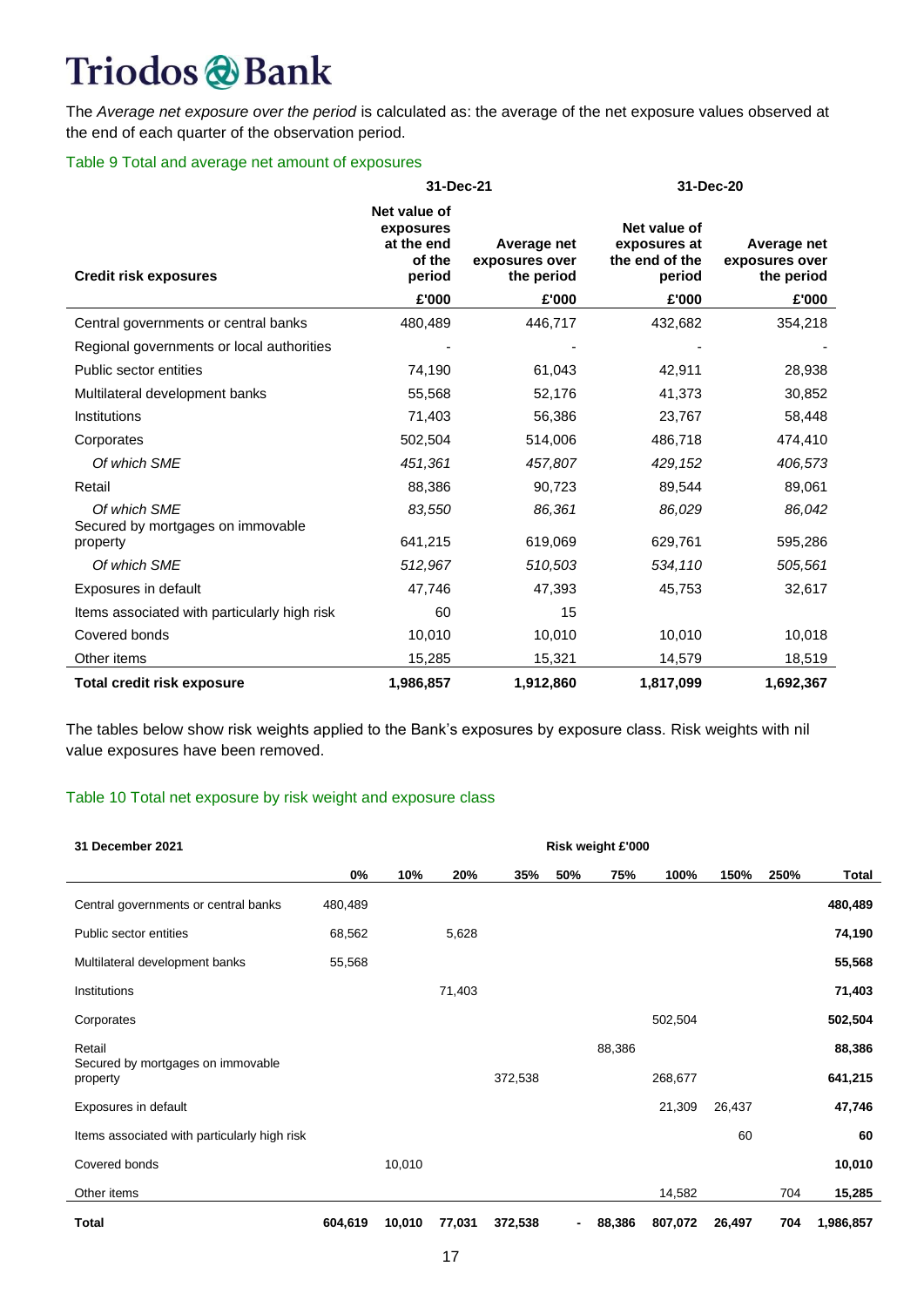The *Average net exposure over the period* is calculated as: the average of the net exposure values observed at the end of each quarter of the observation period.

Table 9 Total and average net amount of exposures

| Credit risk exposures | 31-Dec-21 Net value of exposures at the end of the period | 31-Dec-21 Average net exposures over the period | 31-Dec-20 Net value of exposures at the end of the period | 31-Dec-20 Average net exposures over the period |
|---|---|---|---|---|
| | £'000 | £'000 | £'000 | £'000 |
| Central governments or central banks | 480,489 | 446,717 | 432,682 | 354,218 |
| Regional governments or local authorities | - | - | - | - |
| Public sector entities | 74,190 | 61,043 | 42,911 | 28,938 |
| Multilateral development banks | 55,568 | 52,176 | 41,373 | 30,852 |
| Institutions | 71,403 | 56,386 | 23,767 | 58,448 |
| Corporates | 502,504 | 514,006 | 486,718 | 474,410 |
| *Of which SME* | *451,361* | *457,807* | *429,152* | *406,573* |
| Retail | 88,386 | 90,723 | 89,544 | 89,061 |
| *Of which SME* | *83,550* | *86,361* | *86,029* | *86,042* |
| Secured by mortgages on immovable property | 641,215 | 619,069 | 629,761 | 595,286 |
| *Of which SME* | *512,967* | *510,503* | *534,110* | *505,561* |
| Exposures in default | 47,746 | 47,393 | 45,753 | 32,617 |
| Items associated with particularly high risk | 60 | 15 | | |
| Covered bonds | 10,010 | 10,010 | 10,010 | 10,018 |
| Other items | 15,285 | 15,321 | 14,579 | 18,519 |
| **Total credit risk exposure** | **1,986,857** | **1,912,860** | **1,817,099** | **1,692,367** |

The tables below show risk weights applied to the Bank's exposures by exposure class. Risk weights with nil value exposures have been removed.

Table 10 Total net exposure by risk weight and exposure class

| 31 December 2021 | Risk weight £'000 | | | | | | | | | |
|---|---|---|---|---|---|---|---|---|---|---|
| | 0% | 10% | 20% | 35% | 50% | 75% | 100% | 150% | 250% | Total |
| Central governments or central banks | 480,489 | | | | | | | | | **480,489** |
| Public sector entities | 68,562 | | 5,628 | | | | | | | **74,190** |
| Multilateral development banks | 55,568 | | | | | | | | | **55,568** |
| Institutions | | | 71,403 | | | | | | | **71,403** |
| Corporates | | | | | | | 502,504 | | | **502,504** |
| Retail | | | | | | 88,386 | | | | **88,386** |
| Secured by mortgages on immovable property | | | | 372,538 | | | 268,677 | | | **641,215** |
| Exposures in default | | | | | | | 21,309 | 26,437 | | **47,746** |
| Items associated with particularly high risk | | | | | | | | 60 | | **60** |
| Covered bonds | | 10,010 | | | | | | | | **10,010** |
| Other items | | | | | | | 14,582 | | 704 | **15,285** |
| **Total** | **604,619** | **10,010** | **77,031** | **372,538** | **-** | **88,386** | **807,072** | **26,497** | **704** | **1,986,857** |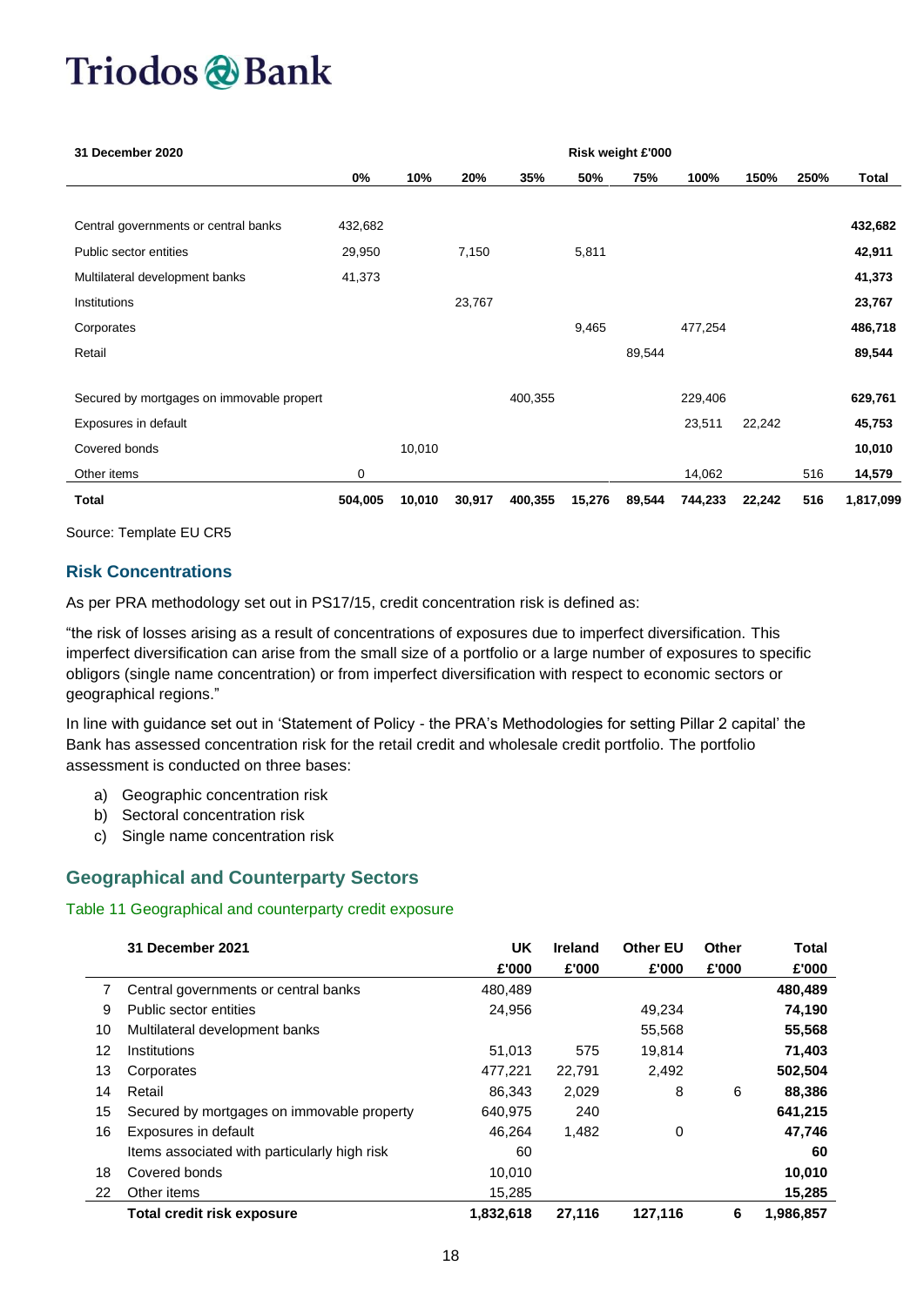| 31 December 2020 | Risk weight £'000 | | | | | | | | | |
|---|---|---|---|---|---|---|---|---|---|---|
| | 0% | 10% | 20% | 35% | 50% | 75% | 100% | 150% | 250% | Total |
| Central governments or central banks | 432,682 | | | | | | | | | **432,682** |
| Public sector entities | 29,950 | | 7,150 | | 5,811 | | | | | **42,911** |
| Multilateral development banks | 41,373 | | | | | | | | | **41,373** |
| Institutions | | | 23,767 | | | | | | | **23,767** |
| Corporates | | | | | 9,465 | | 477,254 | | | **486,718** |
| Retail | | | | | | 89,544 | | | | **89,544** |
| Secured by mortgages on immovable propert | | | | 400,355 | | | 229,406 | | | **629,761** |
| Exposures in default | | | | | | | 23,511 | 22,242 | | **45,753** |
| Covered bonds | | 10,010 | | | | | | | | **10,010** |
| Other items | 0 | | | | | | 14,062 | | 516 | **14,579** |
| **Total** | **504,005** | **10,010** | **30,917** | **400,355** | **15,276** | **89,544** | **744,233** | **22,242** | **516** | **1,817,099** |

Source: Template EU CR5

## Risk Concentrations

As per PRA methodology set out in PS17/15, credit concentration risk is defined as:

"the risk of losses arising as a result of concentrations of exposures due to imperfect diversification. This imperfect diversification can arise from the small size of a portfolio or a large number of exposures to specific obligors (single name concentration) or from imperfect diversification with respect to economic sectors or geographical regions."

In line with guidance set out in 'Statement of Policy - the PRA's Methodologies for setting Pillar 2 capital' the Bank has assessed concentration risk for the retail credit and wholesale credit portfolio. The portfolio assessment is conducted on three bases:

a) Geographic concentration risk
b) Sectoral concentration risk
c) Single name concentration risk

## Geographical and Counterparty Sectors

### Table 11 Geographical and counterparty credit exposure

| | 31 December 2021 | UK £'000 | Ireland £'000 | Other EU £'000 | Other £'000 | Total £'000 |
|---|---|---|---|---|---|---|
| 7 | Central governments or central banks | 480,489 | | | | **480,489** |
| 9 | Public sector entities | 24,956 | | 49,234 | | **74,190** |
| 10 | Multilateral development banks | | | 55,568 | | **55,568** |
| 12 | Institutions | 51,013 | 575 | 19,814 | | **71,403** |
| 13 | Corporates | 477,221 | 22,791 | 2,492 | | **502,504** |
| 14 | Retail | 86,343 | 2,029 | 8 | 6 | **88,386** |
| 15 | Secured by mortgages on immovable property | 640,975 | 240 | | | **641,215** |
| 16 | Exposures in default | 46,264 | 1,482 | 0 | | **47,746** |
| | Items associated with particularly high risk | 60 | | | | **60** |
| 18 | Covered bonds | 10,010 | | | | **10,010** |
| 22 | Other items | 15,285 | | | | **15,285** |
| | **Total credit risk exposure** | **1,832,618** | **27,116** | **127,116** | **6** | **1,986,857** |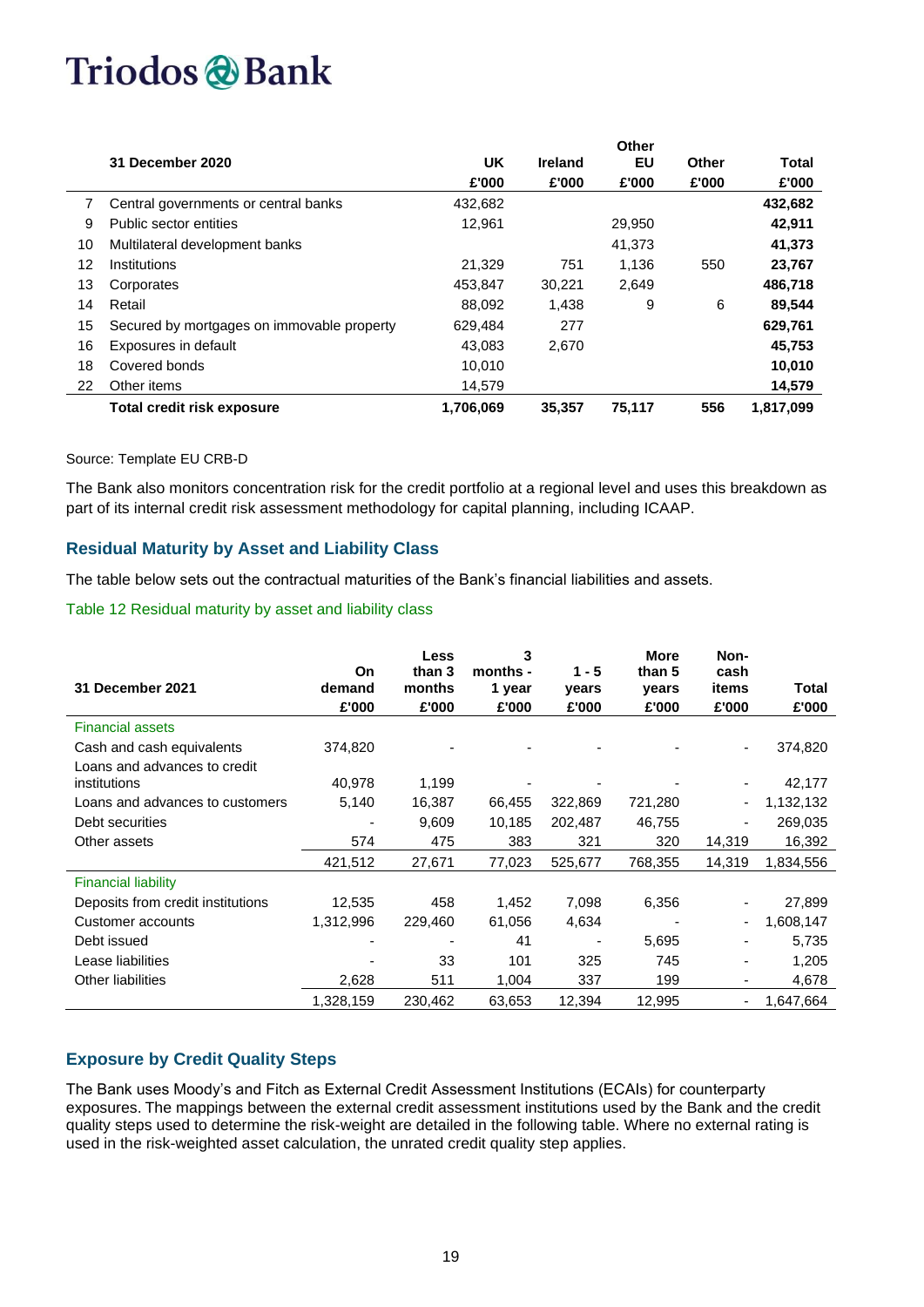| | 31 December 2020 | UK | Ireland | Other EU | Other | Total |
|---|---|---|---|---|---|---|
| | | £'000 | £'000 | £'000 | £'000 | £'000 |
| 7 | Central governments or central banks | 432,682 | | | | **432,682** |
| 9 | Public sector entities | 12,961 | | 29,950 | | **42,911** |
| 10 | Multilateral development banks | | | 41,373 | | **41,373** |
| 12 | Institutions | 21,329 | 751 | 1,136 | 550 | **23,767** |
| 13 | Corporates | 453,847 | 30,221 | 2,649 | | **486,718** |
| 14 | Retail | 88,092 | 1,438 | 9 | 6 | **89,544** |
| 15 | Secured by mortgages on immovable property | 629,484 | 277 | | | **629,761** |
| 16 | Exposures in default | 43,083 | 2,670 | | | **45,753** |
| 18 | Covered bonds | 10,010 | | | | **10,010** |
| 22 | Other items | 14,579 | | | | **14,579** |
| | **Total credit risk exposure** | **1,706,069** | **35,357** | **75,117** | **556** | **1,817,099** |

Source: Template EU CRB-D

The Bank also monitors concentration risk for the credit portfolio at a regional level and uses this breakdown as part of its internal credit risk assessment methodology for capital planning, including ICAAP.

## Residual Maturity by Asset and Liability Class

The table below sets out the contractual maturities of the Bank's financial liabilities and assets.

Table 12 Residual maturity by asset and liability class

| 31 December 2021 | On demand | Less than 3 months | 3 months - 1 year | 1 - 5 years | More than 5 years | Non-cash items | Total |
|---|---|---|---|---|---|---|---|
| | £'000 | £'000 | £'000 | £'000 | £'000 | £'000 | £'000 |
| Financial assets | | | | | | | |
| Cash and cash equivalents | 374,820 | - | - | - | - | - | 374,820 |
| Loans and advances to credit institutions | 40,978 | 1,199 | - | - | - | - | 42,177 |
| Loans and advances to customers | 5,140 | 16,387 | 66,455 | 322,869 | 721,280 | - | 1,132,132 |
| Debt securities | - | 9,609 | 10,185 | 202,487 | 46,755 | - | 269,035 |
| Other assets | 574 | 475 | 383 | 321 | 320 | 14,319 | 16,392 |
| | 421,512 | 27,671 | 77,023 | 525,677 | 768,355 | 14,319 | 1,834,556 |
| Financial liability | | | | | | | |
| Deposits from credit institutions | 12,535 | 458 | 1,452 | 7,098 | 6,356 | - | 27,899 |
| Customer accounts | 1,312,996 | 229,460 | 61,056 | 4,634 | - | - | 1,608,147 |
| Debt issued | - | - | 41 | - | 5,695 | - | 5,735 |
| Lease liabilities | - | 33 | 101 | 325 | 745 | - | 1,205 |
| Other liabilities | 2,628 | 511 | 1,004 | 337 | 199 | - | 4,678 |
| | 1,328,159 | 230,462 | 63,653 | 12,394 | 12,995 | - | 1,647,664 |

## Exposure by Credit Quality Steps

The Bank uses Moody's and Fitch as External Credit Assessment Institutions (ECAIs) for counterparty exposures. The mappings between the external credit assessment institutions used by the Bank and the credit quality steps used to determine the risk-weight are detailed in the following table. Where no external rating is used in the risk-weighted asset calculation, the unrated credit quality step applies.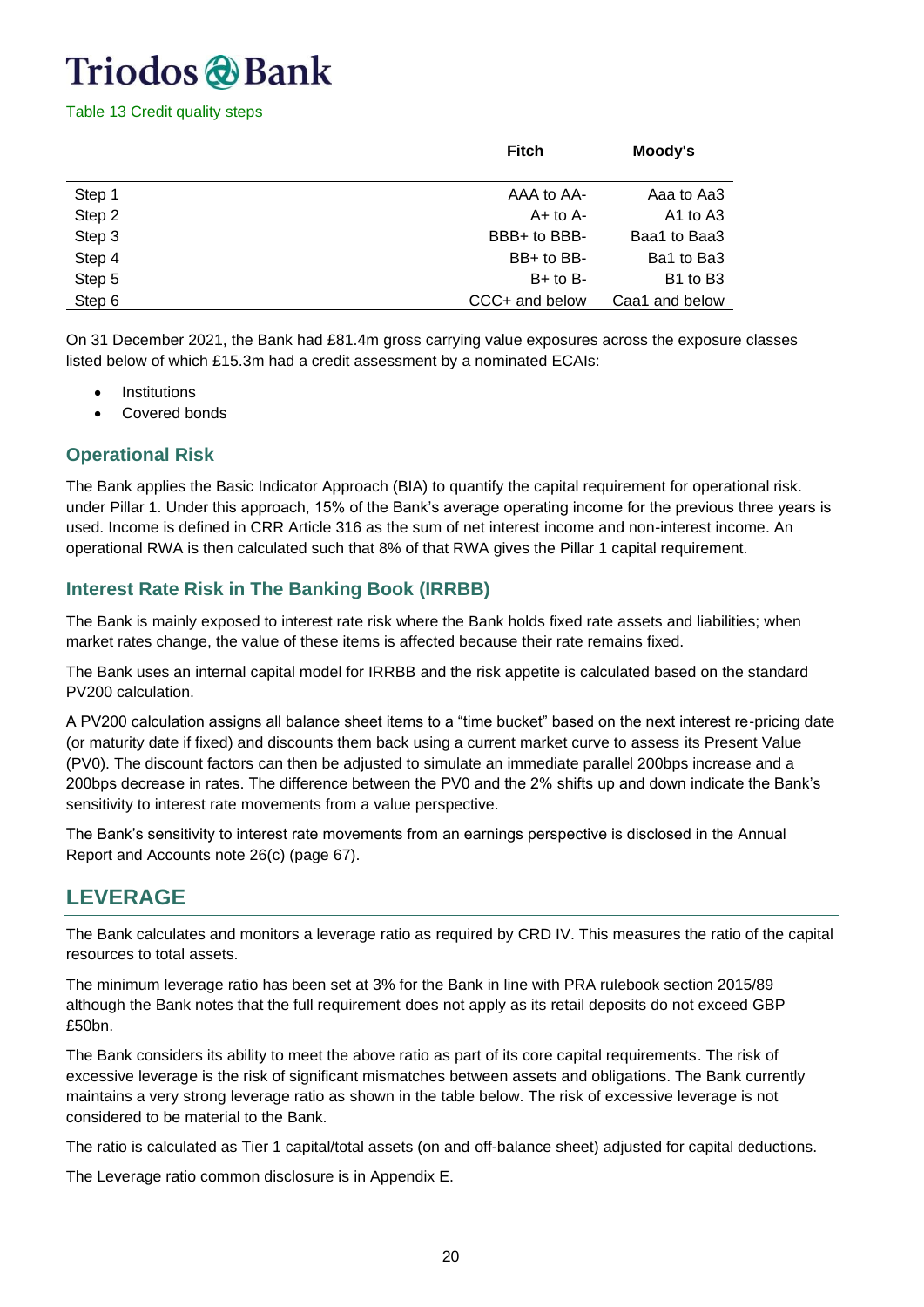Table 13 Credit quality steps

| | Fitch | Moody's |
|---|---|---|
| Step 1 | AAA to AA- | Aaa to Aa3 |
| Step 2 | A+ to A- | A1 to A3 |
| Step 3 | BBB+ to BBB- | Baa1 to Baa3 |
| Step 4 | BB+ to BB- | Ba1 to Ba3 |
| Step 5 | B+ to B- | B1 to B3 |
| Step 6 | CCC+ and below | Caa1 and below |

On 31 December 2021, the Bank had £81.4m gross carrying value exposures across the exposure classes listed below of which £15.3m had a credit assessment by a nominated ECAIs:

- Institutions
- Covered bonds

### Operational Risk

The Bank applies the Basic Indicator Approach (BIA) to quantify the capital requirement for operational risk. under Pillar 1. Under this approach, 15% of the Bank's average operating income for the previous three years is used. Income is defined in CRR Article 316 as the sum of net interest income and non-interest income. An operational RWA is then calculated such that 8% of that RWA gives the Pillar 1 capital requirement.

### Interest Rate Risk in The Banking Book (IRRBB)

The Bank is mainly exposed to interest rate risk where the Bank holds fixed rate assets and liabilities; when market rates change, the value of these items is affected because their rate remains fixed.

The Bank uses an internal capital model for IRRBB and the risk appetite is calculated based on the standard PV200 calculation.

A PV200 calculation assigns all balance sheet items to a "time bucket" based on the next interest re-pricing date (or maturity date if fixed) and discounts them back using a current market curve to assess its Present Value (PV0). The discount factors can then be adjusted to simulate an immediate parallel 200bps increase and a 200bps decrease in rates. The difference between the PV0 and the 2% shifts up and down indicate the Bank's sensitivity to interest rate movements from a value perspective.

The Bank's sensitivity to interest rate movements from an earnings perspective is disclosed in the Annual Report and Accounts note 26(c) (page 67).

## LEVERAGE

The Bank calculates and monitors a leverage ratio as required by CRD IV. This measures the ratio of the capital resources to total assets.

The minimum leverage ratio has been set at 3% for the Bank in line with PRA rulebook section 2015/89 although the Bank notes that the full requirement does not apply as its retail deposits do not exceed GBP £50bn.

The Bank considers its ability to meet the above ratio as part of its core capital requirements. The risk of excessive leverage is the risk of significant mismatches between assets and obligations. The Bank currently maintains a very strong leverage ratio as shown in the table below. The risk of excessive leverage is not considered to be material to the Bank.

The ratio is calculated as Tier 1 capital/total assets (on and off-balance sheet) adjusted for capital deductions.

The Leverage ratio common disclosure is in Appendix E.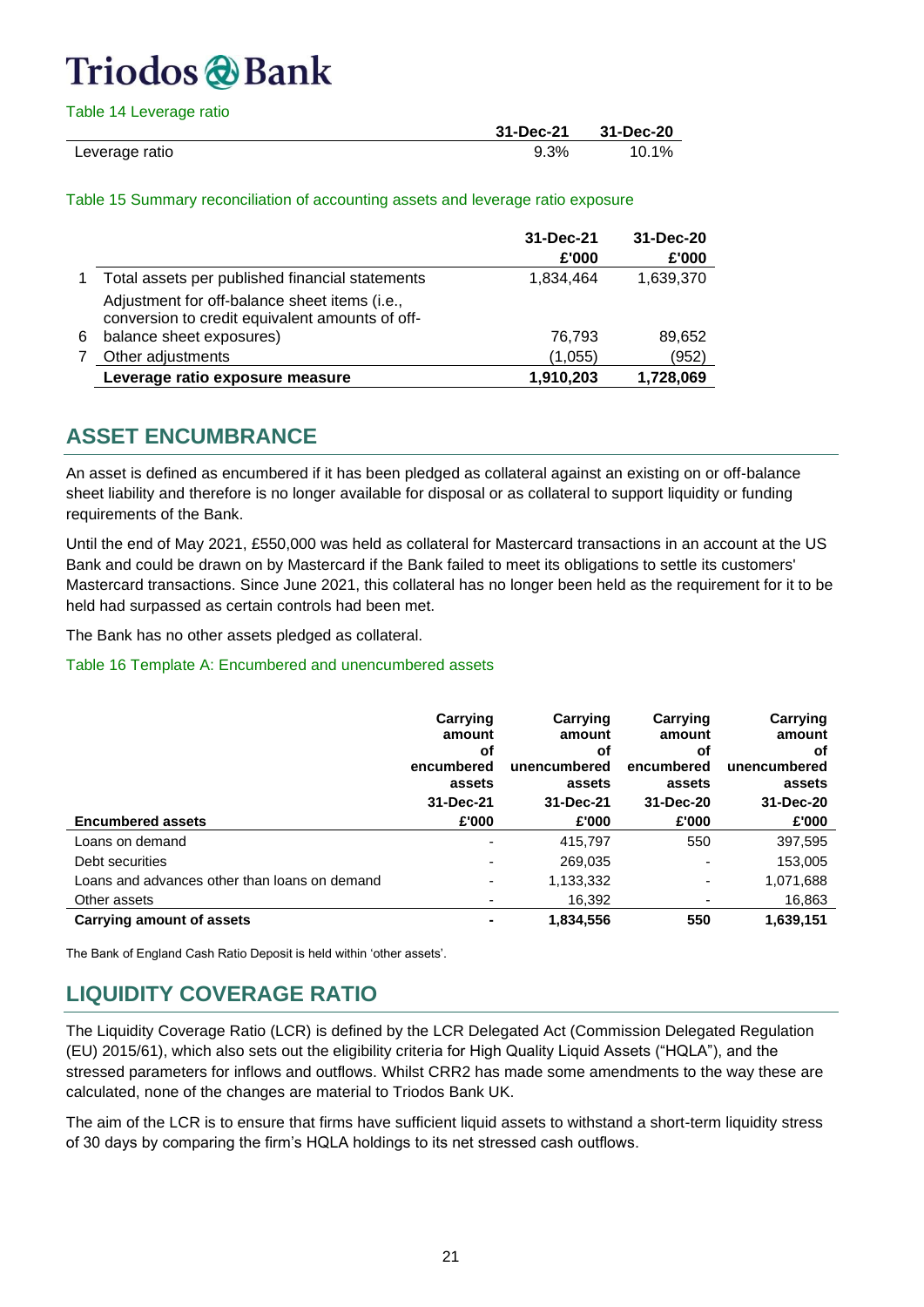Table 14 Leverage ratio

| | 31-Dec-21 | 31-Dec-20 |
|---|---|---|
| Leverage ratio | 9.3% | 10.1% |

Table 15 Summary reconciliation of accounting assets and leverage ratio exposure

| | | 31-Dec-21 £'000 | 31-Dec-20 £'000 |
|---|---|---|---|
| 1 | Total assets per published financial statements | 1,834,464 | 1,639,370 |
| 6 | Adjustment for off-balance sheet items (i.e., conversion to credit equivalent amounts of off-balance sheet exposures) | 76,793 | 89,652 |
| 7 | Other adjustments | (1,055) | (952) |
| | **Leverage ratio exposure measure** | **1,910,203** | **1,728,069** |

## ASSET ENCUMBRANCE

An asset is defined as encumbered if it has been pledged as collateral against an existing on or off-balance sheet liability and therefore is no longer available for disposal or as collateral to support liquidity or funding requirements of the Bank.

Until the end of May 2021, £550,000 was held as collateral for Mastercard transactions in an account at the US Bank and could be drawn on by Mastercard if the Bank failed to meet its obligations to settle its customers' Mastercard transactions. Since June 2021, this collateral has no longer been held as the requirement for it to be held had surpassed as certain controls had been met.

The Bank has no other assets pledged as collateral.

Table 16 Template A: Encumbered and unencumbered assets

| Encumbered assets | Carrying amount of encumbered assets 31-Dec-21 £'000 | Carrying amount of unencumbered assets 31-Dec-21 £'000 | Carrying amount of encumbered assets 31-Dec-20 £'000 | Carrying amount of unencumbered assets 31-Dec-20 £'000 |
|---|---|---|---|---|
| Loans on demand | - | 415,797 | 550 | 397,595 |
| Debt securities | - | 269,035 | - | 153,005 |
| Loans and advances other than loans on demand | - | 1,133,332 | - | 1,071,688 |
| Other assets | - | 16,392 | - | 16,863 |
| **Carrying amount of assets** | **-** | **1,834,556** | **550** | **1,639,151** |

The Bank of England Cash Ratio Deposit is held within 'other assets'.

## LIQUIDITY COVERAGE RATIO

The Liquidity Coverage Ratio (LCR) is defined by the LCR Delegated Act (Commission Delegated Regulation (EU) 2015/61), which also sets out the eligibility criteria for High Quality Liquid Assets ("HQLA"), and the stressed parameters for inflows and outflows. Whilst CRR2 has made some amendments to the way these are calculated, none of the changes are material to Triodos Bank UK.

The aim of the LCR is to ensure that firms have sufficient liquid assets to withstand a short-term liquidity stress of 30 days by comparing the firm's HQLA holdings to its net stressed cash outflows.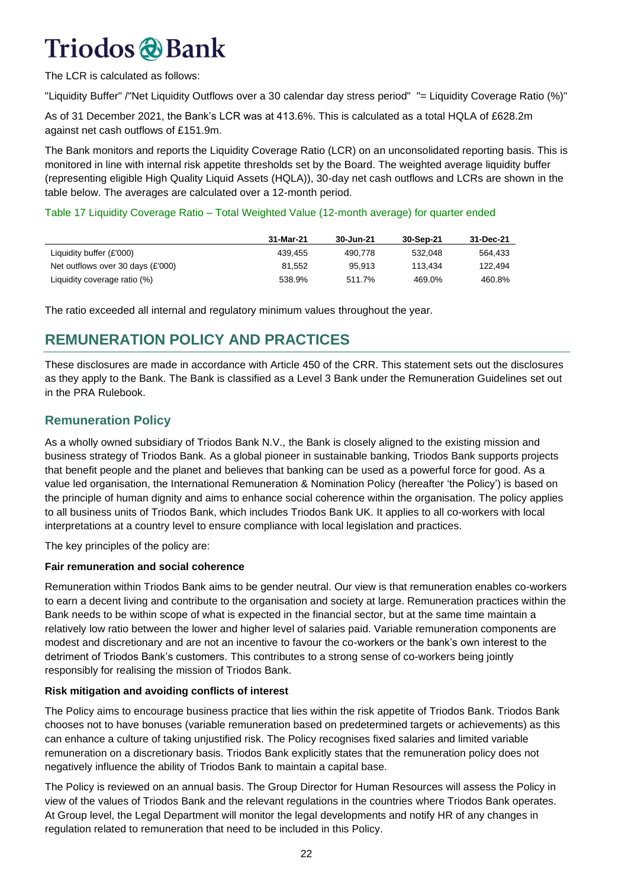The LCR is calculated as follows:

"Liquidity Buffer" /"Net Liquidity Outflows over a 30 calendar day stress period" "= Liquidity Coverage Ratio (%)"

As of 31 December 2021, the Bank's LCR was at 413.6%. This is calculated as a total HQLA of £628.2m against net cash outflows of £151.9m.

The Bank monitors and reports the Liquidity Coverage Ratio (LCR) on an unconsolidated reporting basis. This is monitored in line with internal risk appetite thresholds set by the Board. The weighted average liquidity buffer (representing eligible High Quality Liquid Assets (HQLA)), 30-day net cash outflows and LCRs are shown in the table below. The averages are calculated over a 12-month period.

Table 17 Liquidity Coverage Ratio – Total Weighted Value (12-month average) for quarter ended

| | 31-Mar-21 | 30-Jun-21 | 30-Sep-21 | 31-Dec-21 |
|---|---|---|---|---|
| Liquidity buffer (£'000) | 439,455 | 490,778 | 532,048 | 564,433 |
| Net outflows over 30 days (£'000) | 81,552 | 95,913 | 113,434 | 122,494 |
| Liquidity coverage ratio (%) | 538.9% | 511.7% | 469.0% | 460.8% |

The ratio exceeded all internal and regulatory minimum values throughout the year.

# REMUNERATION POLICY AND PRACTICES

These disclosures are made in accordance with Article 450 of the CRR. This statement sets out the disclosures as they apply to the Bank. The Bank is classified as a Level 3 Bank under the Remuneration Guidelines set out in the PRA Rulebook.

## Remuneration Policy

As a wholly owned subsidiary of Triodos Bank N.V., the Bank is closely aligned to the existing mission and business strategy of Triodos Bank. As a global pioneer in sustainable banking, Triodos Bank supports projects that benefit people and the planet and believes that banking can be used as a powerful force for good. As a value led organisation, the International Remuneration & Nomination Policy (hereafter 'the Policy') is based on the principle of human dignity and aims to enhance social coherence within the organisation. The policy applies to all business units of Triodos Bank, which includes Triodos Bank UK. It applies to all co-workers with local interpretations at a country level to ensure compliance with local legislation and practices.

The key principles of the policy are:

**Fair remuneration and social coherence**

Remuneration within Triodos Bank aims to be gender neutral. Our view is that remuneration enables co-workers to earn a decent living and contribute to the organisation and society at large. Remuneration practices within the Bank needs to be within scope of what is expected in the financial sector, but at the same time maintain a relatively low ratio between the lower and higher level of salaries paid. Variable remuneration components are modest and discretionary and are not an incentive to favour the co-workers or the bank's own interest to the detriment of Triodos Bank's customers. This contributes to a strong sense of co-workers being jointly responsibly for realising the mission of Triodos Bank.

**Risk mitigation and avoiding conflicts of interest**

The Policy aims to encourage business practice that lies within the risk appetite of Triodos Bank. Triodos Bank chooses not to have bonuses (variable remuneration based on predetermined targets or achievements) as this can enhance a culture of taking unjustified risk. The Policy recognises fixed salaries and limited variable remuneration on a discretionary basis. Triodos Bank explicitly states that the remuneration policy does not negatively influence the ability of Triodos Bank to maintain a capital base.

The Policy is reviewed on an annual basis. The Group Director for Human Resources will assess the Policy in view of the values of Triodos Bank and the relevant regulations in the countries where Triodos Bank operates. At Group level, the Legal Department will monitor the legal developments and notify HR of any changes in regulation related to remuneration that need to be included in this Policy.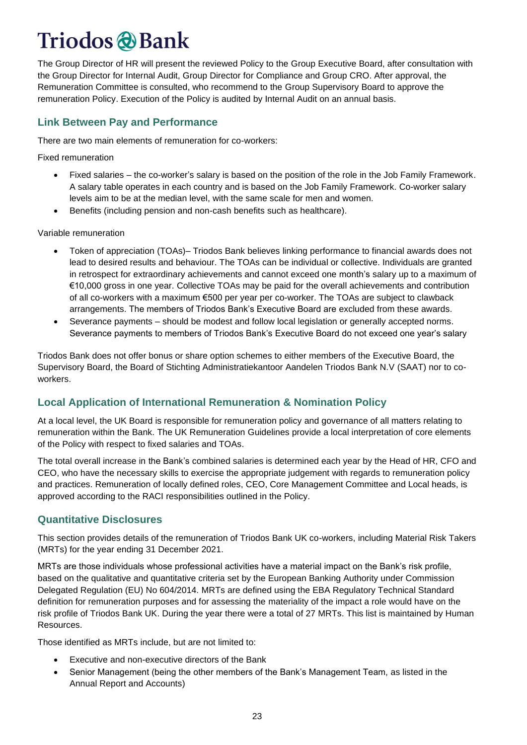The Group Director of HR will present the reviewed Policy to the Group Executive Board, after consultation with the Group Director for Internal Audit, Group Director for Compliance and Group CRO. After approval, the Remuneration Committee is consulted, who recommend to the Group Supervisory Board to approve the remuneration Policy. Execution of the Policy is audited by Internal Audit on an annual basis.

## Link Between Pay and Performance

There are two main elements of remuneration for co-workers:

Fixed remuneration

- Fixed salaries – the co-worker's salary is based on the position of the role in the Job Family Framework. A salary table operates in each country and is based on the Job Family Framework. Co-worker salary levels aim to be at the median level, with the same scale for men and women.
- Benefits (including pension and non-cash benefits such as healthcare).

Variable remuneration

- Token of appreciation (TOAs)– Triodos Bank believes linking performance to financial awards does not lead to desired results and behaviour. The TOAs can be individual or collective. Individuals are granted in retrospect for extraordinary achievements and cannot exceed one month's salary up to a maximum of €10,000 gross in one year. Collective TOAs may be paid for the overall achievements and contribution of all co-workers with a maximum €500 per year per co-worker. The TOAs are subject to clawback arrangements. The members of Triodos Bank's Executive Board are excluded from these awards.
- Severance payments – should be modest and follow local legislation or generally accepted norms. Severance payments to members of Triodos Bank's Executive Board do not exceed one year's salary

Triodos Bank does not offer bonus or share option schemes to either members of the Executive Board, the Supervisory Board, the Board of Stichting Administratiekantoor Aandelen Triodos Bank N.V (SAAT) nor to co-workers.

## Local Application of International Remuneration & Nomination Policy

At a local level, the UK Board is responsible for remuneration policy and governance of all matters relating to remuneration within the Bank. The UK Remuneration Guidelines provide a local interpretation of core elements of the Policy with respect to fixed salaries and TOAs.

The total overall increase in the Bank's combined salaries is determined each year by the Head of HR, CFO and CEO, who have the necessary skills to exercise the appropriate judgement with regards to remuneration policy and practices. Remuneration of locally defined roles, CEO, Core Management Committee and Local heads, is approved according to the RACI responsibilities outlined in the Policy.

## Quantitative Disclosures

This section provides details of the remuneration of Triodos Bank UK co-workers, including Material Risk Takers (MRTs) for the year ending 31 December 2021.

MRTs are those individuals whose professional activities have a material impact on the Bank's risk profile, based on the qualitative and quantitative criteria set by the European Banking Authority under Commission Delegated Regulation (EU) No 604/2014. MRTs are defined using the EBA Regulatory Technical Standard definition for remuneration purposes and for assessing the materiality of the impact a role would have on the risk profile of Triodos Bank UK. During the year there were a total of 27 MRTs. This list is maintained by Human Resources.

Those identified as MRTs include, but are not limited to:

- Executive and non-executive directors of the Bank
- Senior Management (being the other members of the Bank's Management Team, as listed in the Annual Report and Accounts)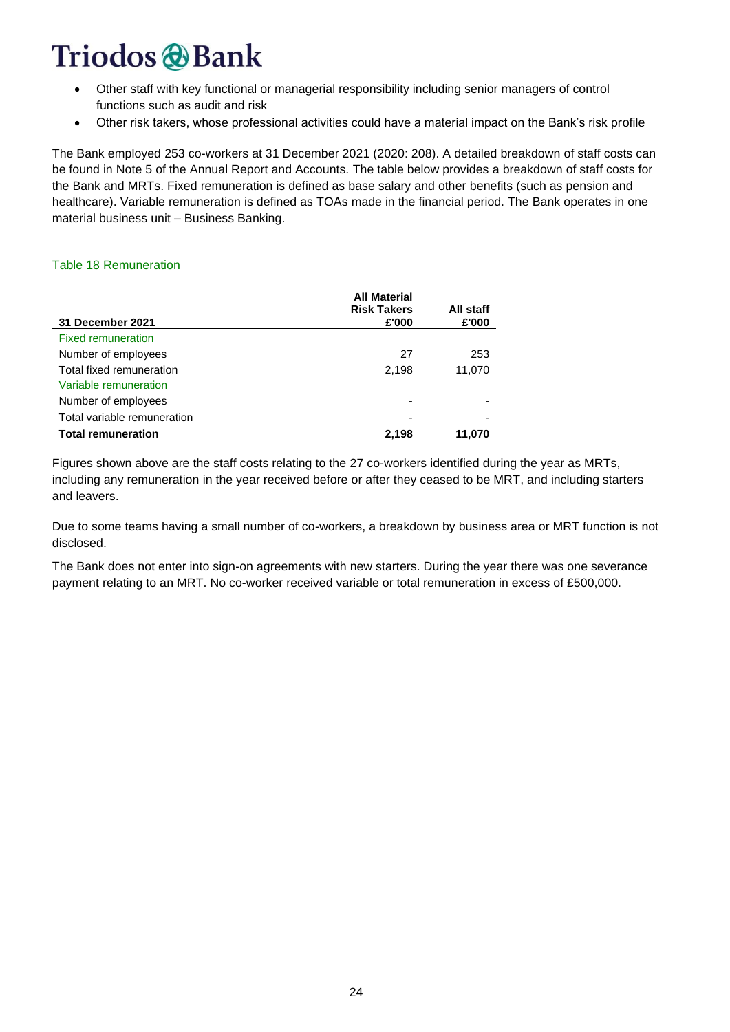- Other staff with key functional or managerial responsibility including senior managers of control functions such as audit and risk
- Other risk takers, whose professional activities could have a material impact on the Bank's risk profile

The Bank employed 253 co-workers at 31 December 2021 (2020: 208). A detailed breakdown of staff costs can be found in Note 5 of the Annual Report and Accounts. The table below provides a breakdown of staff costs for the Bank and MRTs. Fixed remuneration is defined as base salary and other benefits (such as pension and healthcare). Variable remuneration is defined as TOAs made in the financial period. The Bank operates in one material business unit – Business Banking.

Table 18 Remuneration

| 31 December 2021 | All Material Risk Takers £'000 | All staff £'000 |
|---|---|---|
| Fixed remuneration | | |
| Number of employees | 27 | 253 |
| Total fixed remuneration | 2,198 | 11,070 |
| Variable remuneration | | |
| Number of employees | - | - |
| Total variable remuneration | - | - |
| **Total remuneration** | **2,198** | **11,070** |

Figures shown above are the staff costs relating to the 27 co-workers identified during the year as MRTs, including any remuneration in the year received before or after they ceased to be MRT, and including starters and leavers.

Due to some teams having a small number of co-workers, a breakdown by business area or MRT function is not disclosed.

The Bank does not enter into sign-on agreements with new starters. During the year there was one severance payment relating to an MRT. No co-worker received variable or total remuneration in excess of £500,000.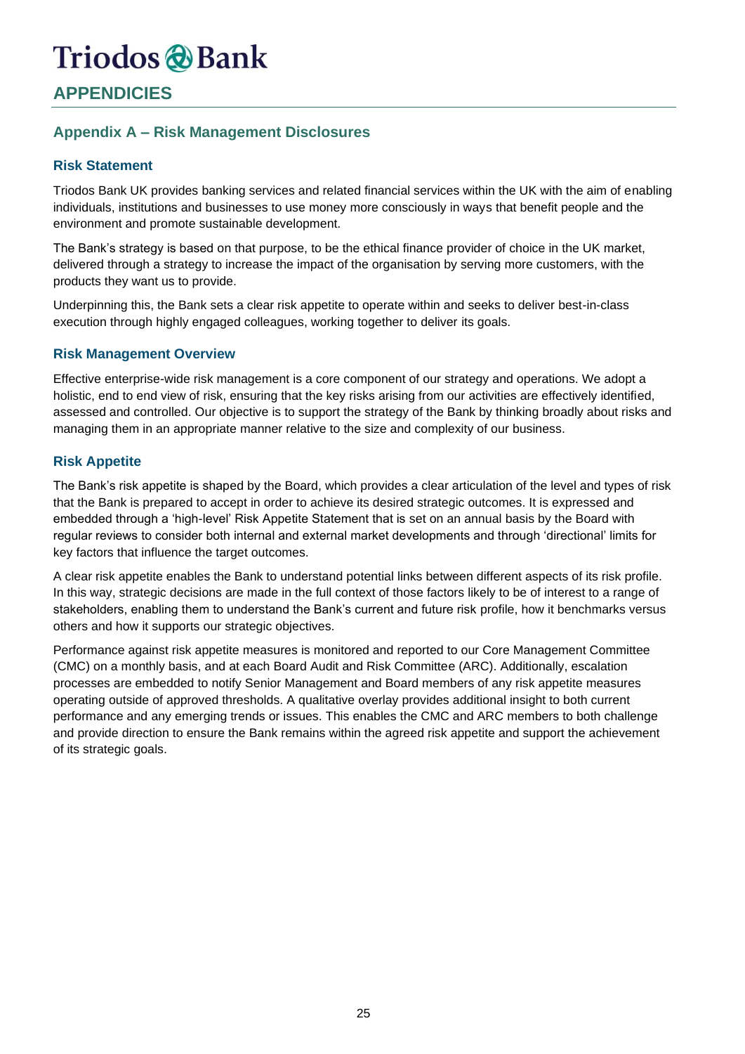# APPENDICIES

## Appendix A – Risk Management Disclosures

### Risk Statement

Triodos Bank UK provides banking services and related financial services within the UK with the aim of enabling individuals, institutions and businesses to use money more consciously in ways that benefit people and the environment and promote sustainable development.

The Bank's strategy is based on that purpose, to be the ethical finance provider of choice in the UK market, delivered through a strategy to increase the impact of the organisation by serving more customers, with the products they want us to provide.

Underpinning this, the Bank sets a clear risk appetite to operate within and seeks to deliver best-in-class execution through highly engaged colleagues, working together to deliver its goals.

### Risk Management Overview

Effective enterprise-wide risk management is a core component of our strategy and operations. We adopt a holistic, end to end view of risk, ensuring that the key risks arising from our activities are effectively identified, assessed and controlled. Our objective is to support the strategy of the Bank by thinking broadly about risks and managing them in an appropriate manner relative to the size and complexity of our business.

### Risk Appetite

The Bank's risk appetite is shaped by the Board, which provides a clear articulation of the level and types of risk that the Bank is prepared to accept in order to achieve its desired strategic outcomes. It is expressed and embedded through a 'high-level' Risk Appetite Statement that is set on an annual basis by the Board with regular reviews to consider both internal and external market developments and through 'directional' limits for key factors that influence the target outcomes.

A clear risk appetite enables the Bank to understand potential links between different aspects of its risk profile. In this way, strategic decisions are made in the full context of those factors likely to be of interest to a range of stakeholders, enabling them to understand the Bank's current and future risk profile, how it benchmarks versus others and how it supports our strategic objectives.

Performance against risk appetite measures is monitored and reported to our Core Management Committee (CMC) on a monthly basis, and at each Board Audit and Risk Committee (ARC). Additionally, escalation processes are embedded to notify Senior Management and Board members of any risk appetite measures operating outside of approved thresholds. A qualitative overlay provides additional insight to both current performance and any emerging trends or issues. This enables the CMC and ARC members to both challenge and provide direction to ensure the Bank remains within the agreed risk appetite and support the achievement of its strategic goals.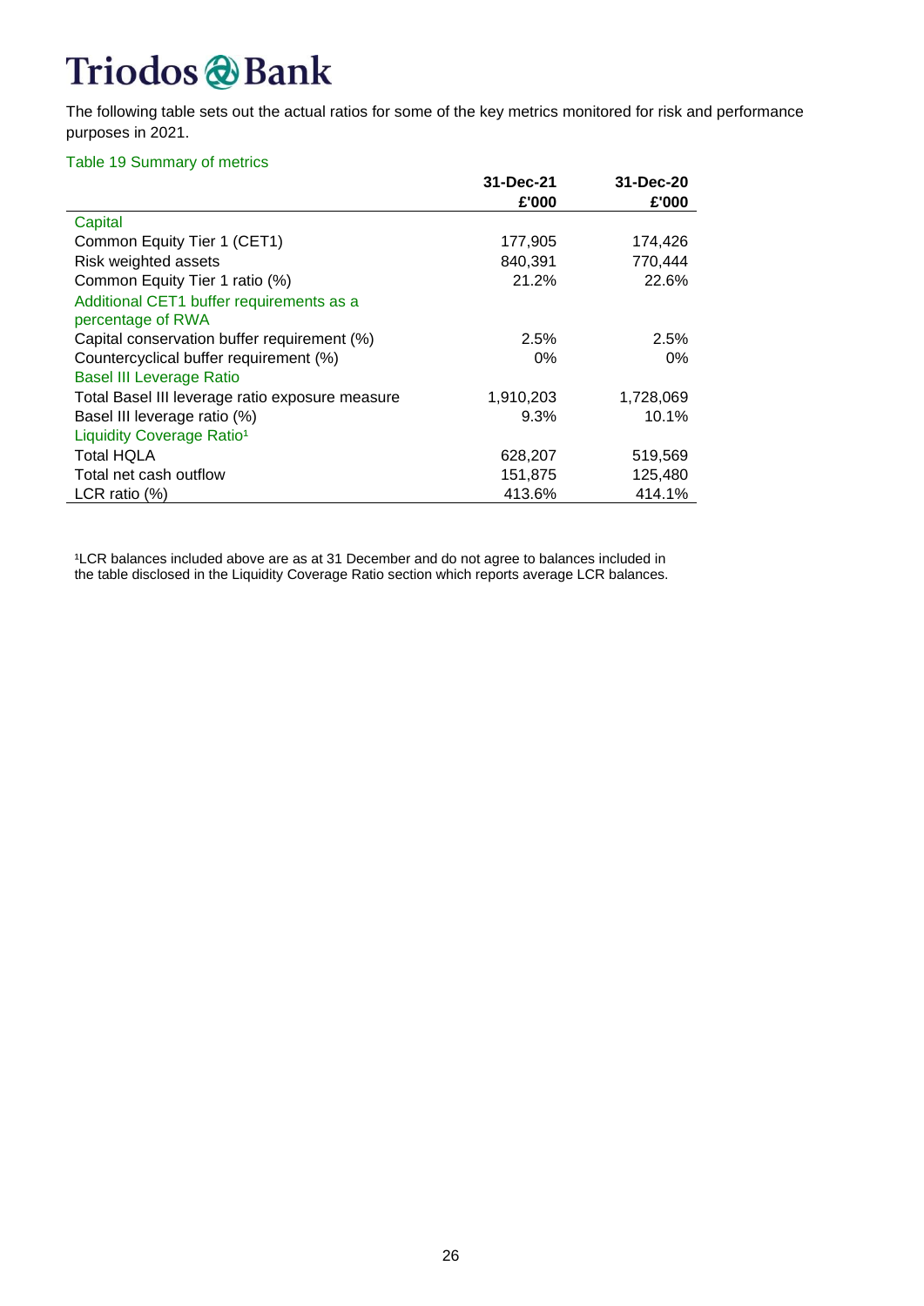The following table sets out the actual ratios for some of the key metrics monitored for risk and performance purposes in 2021.

Table 19 Summary of metrics

| | 31-Dec-21 £'000 | 31-Dec-20 £'000 |
|---|---|---|
| Capital | | |
| Common Equity Tier 1 (CET1) | 177,905 | 174,426 |
| Risk weighted assets | 840,391 | 770,444 |
| Common Equity Tier 1 ratio (%) | 21.2% | 22.6% |
| Additional CET1 buffer requirements as a percentage of RWA | | |
| Capital conservation buffer requirement (%) | 2.5% | 2.5% |
| Countercyclical buffer requirement (%) | 0% | 0% |
| Basel III Leverage Ratio | | |
| Total Basel III leverage ratio exposure measure | 1,910,203 | 1,728,069 |
| Basel III leverage ratio (%) | 9.3% | 10.1% |
| Liquidity Coverage Ratio[1] | | |
| Total HQLA | 628,207 | 519,569 |
| Total net cash outflow | 151,875 | 125,480 |
| LCR ratio (%) | 413.6% | 414.1% |

[1]LCR balances included above are as at 31 December and do not agree to balances included in the table disclosed in the Liquidity Coverage Ratio section which reports average LCR balances.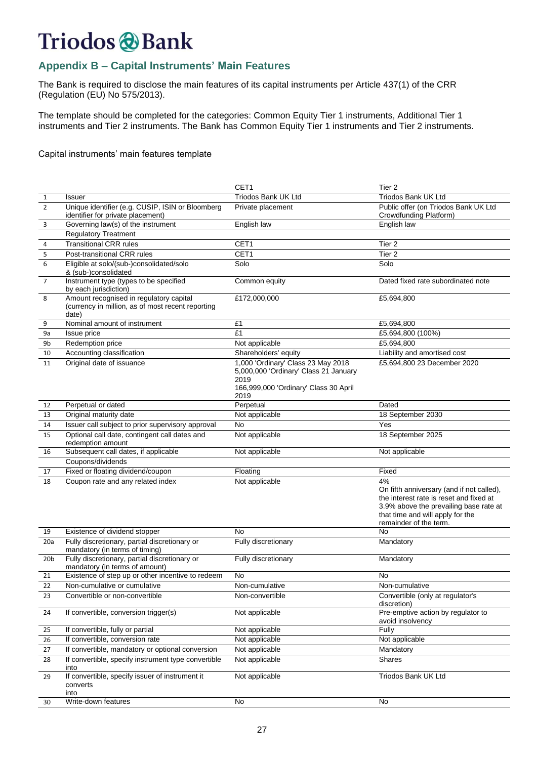# Triodos Bank

## Appendix B – Capital Instruments' Main Features

The Bank is required to disclose the main features of its capital instruments per Article 437(1) of the CRR (Regulation (EU) No 575/2013).

The template should be completed for the categories: Common Equity Tier 1 instruments, Additional Tier 1 instruments and Tier 2 instruments. The Bank has Common Equity Tier 1 instruments and Tier 2 instruments.

Capital instruments' main features template

| | | CET1 | Tier 2 |
|---|---|---|---|
| 1 | Issuer | Triodos Bank UK Ltd | Triodos Bank UK Ltd |
| 2 | Unique identifier (e.g. CUSIP, ISIN or Bloomberg identifier for private placement) | Private placement | Public offer (on Triodos Bank UK Ltd Crowdfunding Platform) |
| 3 | Governing law(s) of the instrument | English law | English law |
| | Regulatory Treatment | | |
| 4 | Transitional CRR rules | CET1 | Tier 2 |
| 5 | Post-transitional CRR rules | CET1 | Tier 2 |
| 6 | Eligible at solo/(sub-)consolidated/solo & (sub-)consolidated | Solo | Solo |
| 7 | Instrument type (types to be specified by each jurisdiction) | Common equity | Dated fixed rate subordinated note |
| 8 | Amount recognised in regulatory capital (currency in million, as of most recent reporting date) | £172,000,000 | £5,694,800 |
| 9 | Nominal amount of instrument | £1 | £5,694,800 |
| 9a | Issue price | £1 | £5,694,800 (100%) |
| 9b | Redemption price | Not applicable | £5,694,800 |
| 10 | Accounting classification | Shareholders' equity | Liability and amortised cost |
| 11 | Original date of issuance | 1,000 'Ordinary' Class 23 May 2018<br>5,000,000 'Ordinary' Class 21 January 2019<br>166,999,000 'Ordinary' Class 30 April 2019 | £5,694,800 23 December 2020 |
| 12 | Perpetual or dated | Perpetual | Dated |
| 13 | Original maturity date | Not applicable | 18 September 2030 |
| 14 | Issuer call subject to prior supervisory approval | No | Yes |
| 15 | Optional call date, contingent call dates and redemption amount | Not applicable | 18 September 2025 |
| 16 | Subsequent call dates, if applicable | Not applicable | Not applicable |
| | Coupons/dividends | | |
| 17 | Fixed or floating dividend/coupon | Floating | Fixed |
| 18 | Coupon rate and any related index | Not applicable | 4%<br>On fifth anniversary (and if not called), the interest rate is reset and fixed at 3.9% above the prevailing base rate at that time and will apply for the remainder of the term. |
| 19 | Existence of dividend stopper | No | No |
| 20a | Fully discretionary, partial discretionary or mandatory (in terms of timing) | Fully discretionary | Mandatory |
| 20b | Fully discretionary, partial discretionary or mandatory (in terms of amount) | Fully discretionary | Mandatory |
| 21 | Existence of step up or other incentive to redeem | No | No |
| 22 | Non-cumulative or cumulative | Non-cumulative | Non-cumulative |
| 23 | Convertible or non-convertible | Non-convertible | Convertible (only at regulator's discretion) |
| 24 | If convertible, conversion trigger(s) | Not applicable | Pre-emptive action by regulator to avoid insolvency |
| 25 | If convertible, fully or partial | Not applicable | Fully |
| 26 | If convertible, conversion rate | Not applicable | Not applicable |
| 27 | If convertible, mandatory or optional conversion | Not applicable | Mandatory |
| 28 | If convertible, specify instrument type convertible into | Not applicable | Shares |
| 29 | If convertible, specify issuer of instrument it converts into | Not applicable | Triodos Bank UK Ltd |
| 30 | Write-down features | No | No |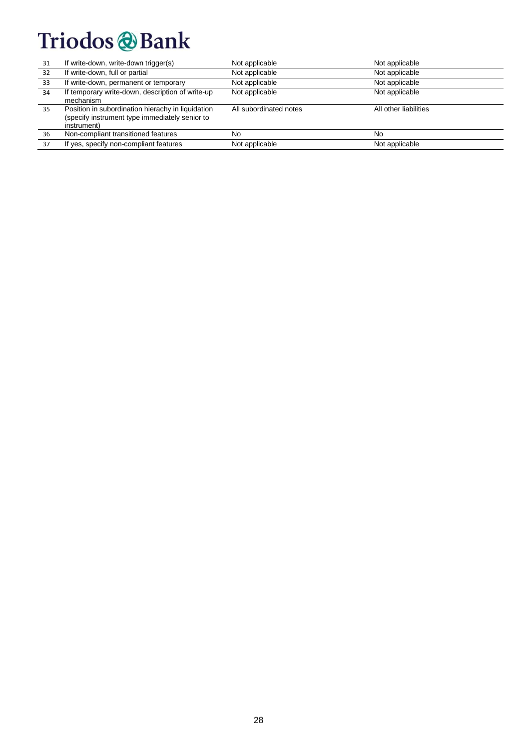| | | | |
|---|---|---|---|
| 31 | If write-down, write-down trigger(s) | Not applicable | Not applicable |
| 32 | If write-down, full or partial | Not applicable | Not applicable |
| 33 | If write-down, permanent or temporary | Not applicable | Not applicable |
| 34 | If temporary write-down, description of write-up mechanism | Not applicable | Not applicable |
| 35 | Position in subordination hierachy in liquidation (specify instrument type immediately senior to instrument) | All subordinated notes | All other liabilities |
| 36 | Non-compliant transitioned features | No | No |
| 37 | If yes, specify non-compliant features | Not applicable | Not applicable |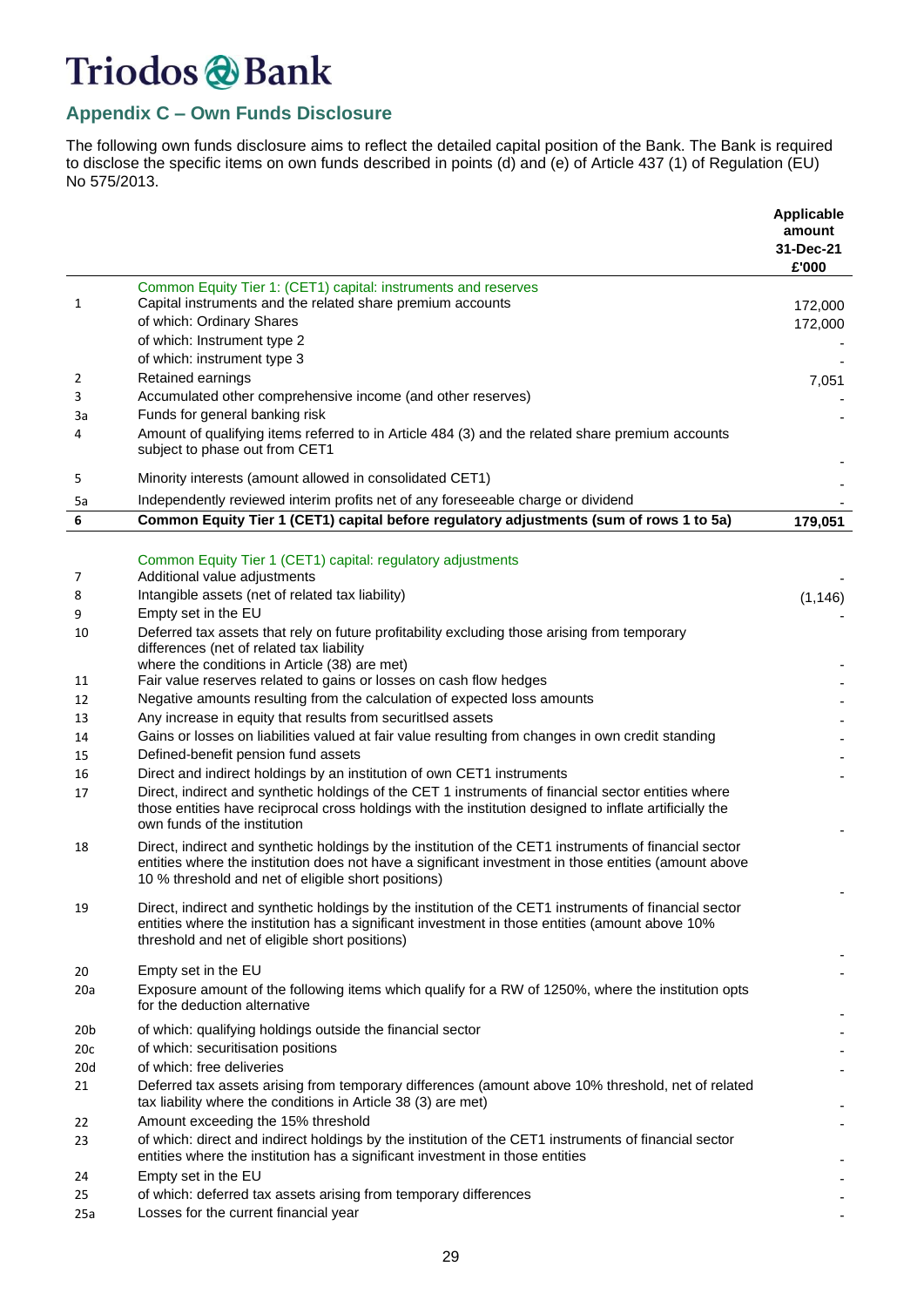Triodos Bank

## Appendix C – Own Funds Disclosure

The following own funds disclosure aims to reflect the detailed capital position of the Bank. The Bank is required to disclose the specific items on own funds described in points (d) and (e) of Article 437 (1) of Regulation (EU) No 575/2013.

| | | Applicable amount 31-Dec-21 £'000 |
|---|---|---|
| | Common Equity Tier 1: (CET1) capital: instruments and reserves | |
| 1 | Capital instruments and the related share premium accounts | 172,000 |
| | of which: Ordinary Shares | 172,000 |
| | of which: Instrument type 2 | - |
| | of which: instrument type 3 | - |
| 2 | Retained earnings | 7,051 |
| 3 | Accumulated other comprehensive income (and other reserves) | - |
| 3a | Funds for general banking risk | - |
| 4 | Amount of qualifying items referred to in Article 484 (3) and the related share premium accounts subject to phase out from CET1 | - |
| 5 | Minority interests (amount allowed in consolidated CET1) | - |
| 5a | Independently reviewed interim profits net of any foreseeable charge or dividend | - |
| **6** | **Common Equity Tier 1 (CET1) capital before regulatory adjustments (sum of rows 1 to 5a)** | **179,051** |
| | Common Equity Tier 1 (CET1) capital: regulatory adjustments | |
| 7 | Additional value adjustments | - |
| 8 | Intangible assets (net of related tax liability) | (1,146) |
| 9 | Empty set in the EU | - |
| 10 | Deferred tax assets that rely on future profitability excluding those arising from temporary differences (net of related tax liability where the conditions in Article (38) are met) | - |
| 11 | Fair value reserves related to gains or losses on cash flow hedges | - |
| 12 | Negative amounts resulting from the calculation of expected loss amounts | - |
| 13 | Any increase in equity that results from securitlsed assets | - |
| 14 | Gains or losses on liabilities valued at fair value resulting from changes in own credit standing | - |
| 15 | Defined-benefit pension fund assets | - |
| 16 | Direct and indirect holdings by an institution of own CET1 instruments | - |
| 17 | Direct, indirect and synthetic holdings of the CET 1 instruments of financial sector entities where those entities have reciprocal cross holdings with the institution designed to inflate artificially the own funds of the institution | - |
| 18 | Direct, indirect and synthetic holdings by the institution of the CET1 instruments of financial sector entities where the institution does not have a significant investment in those entities (amount above 10 % threshold and net of eligible short positions) | - |
| 19 | Direct, indirect and synthetic holdings by the institution of the CET1 instruments of financial sector entities where the institution has a significant investment in those entities (amount above 10% threshold and net of eligible short positions) | - |
| 20 | Empty set in the EU | - |
| 20a | Exposure amount of the following items which qualify for a RW of 1250%, where the institution opts for the deduction alternative | - |
| 20b | of which: qualifying holdings outside the financial sector | - |
| 20c | of which: securitisation positions | - |
| 20d | of which: free deliveries | - |
| 21 | Deferred tax assets arising from temporary differences (amount above 10% threshold, net of related tax liability where the conditions in Article 38 (3) are met) | - |
| 22 | Amount exceeding the 15% threshold | - |
| 23 | of which: direct and indirect holdings by the institution of the CET1 instruments of financial sector entities where the institution has a significant investment in those entities | - |
| 24 | Empty set in the EU | - |
| 25 | of which: deferred tax assets arising from temporary differences | - |
| 25a | Losses for the current financial year | - |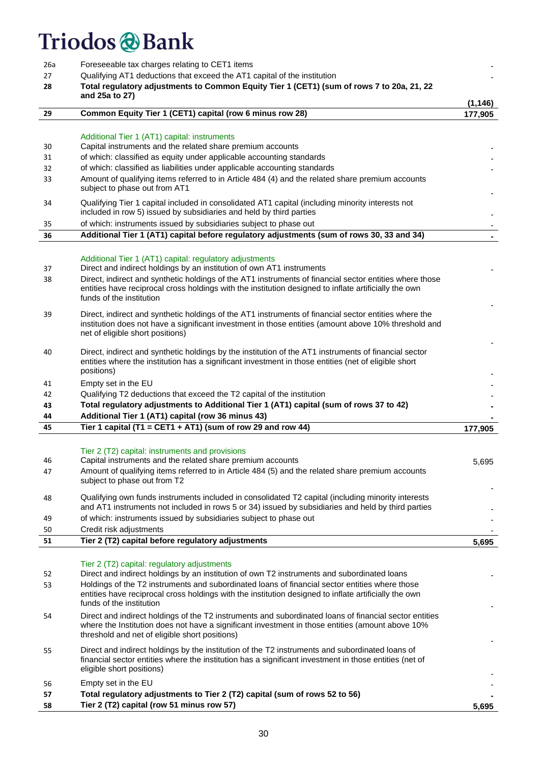| | | |
|---|---|---|
| 26a | Foreseeable tax charges relating to CET1 items | - |
| 27 | Qualifying AT1 deductions that exceed the AT1 capital of the institution | - |
| **28** | **Total regulatory adjustments to Common Equity Tier 1 (CET1) (sum of rows 7 to 20a, 21, 22 and 25a to 27)** | **(1,146)** |
| **29** | **Common Equity Tier 1 (CET1) capital (row 6 minus row 28)** | **177,905** |
| | Additional Tier 1 (AT1) capital: instruments | |
| 30 | Capital instruments and the related share premium accounts | - |
| 31 | of which: classified as equity under applicable accounting standards | - |
| 32 | of which: classified as liabilities under applicable accounting standards | - |
| 33 | Amount of qualifying items referred to in Article 484 (4) and the related share premium accounts subject to phase out from AT1 | - |
| 34 | Qualifying Tier 1 capital included in consolidated AT1 capital (including minority interests not included in row 5) issued by subsidiaries and held by third parties | - |
| 35 | of which: instruments issued by subsidiaries subject to phase out | - |
| **36** | **Additional Tier 1 (AT1) capital before regulatory adjustments (sum of rows 30, 33 and 34)** | **-** |
| | Additional Tier 1 (AT1) capital: regulatory adjustments | |
| 37 | Direct and indirect holdings by an institution of own AT1 instruments | - |
| 38 | Direct, indirect and synthetic holdings of the AT1 instruments of financial sector entities where those entities have reciprocal cross holdings with the institution designed to inflate artificially the own funds of the institution | - |
| 39 | Direct, indirect and synthetic holdings of the AT1 instruments of financial sector entities where the institution does not have a significant investment in those entities (amount above 10% threshold and net of eligible short positions) | - |
| 40 | Direct, indirect and synthetic holdings by the institution of the AT1 instruments of financial sector entities where the institution has a significant investment in those entities (net of eligible short positions) | - |
| 41 | Empty set in the EU | - |
| 42 | Qualifying T2 deductions that exceed the T2 capital of the institution | - |
| **43** | **Total regulatory adjustments to Additional Tier 1 (AT1) capital (sum of rows 37 to 42)** | **-** |
| **44** | **Additional Tier 1 (AT1) capital (row 36 minus 43)** | **-** |
| **45** | **Tier 1 capital (T1 = CET1 + AT1) (sum of row 29 and row 44)** | **177,905** |
| | Tier 2 (T2) capital: instruments and provisions | |
| 46 | Capital instruments and the related share premium accounts | 5,695 |
| 47 | Amount of qualifying items referred to in Article 484 (5) and the related share premium accounts subject to phase out from T2 | - |
| 48 | Qualifying own funds instruments included in consolidated T2 capital (including minority interests and AT1 instruments not included in rows 5 or 34) issued by subsidiaries and held by third parties | - |
| 49 | of which: instruments issued by subsidiaries subject to phase out | - |
| 50 | Credit risk adjustments | - |
| **51** | **Tier 2 (T2) capital before regulatory adjustments** | **5,695** |
| | Tier 2 (T2) capital: regulatory adjustments | |
| 52 | Direct and indirect holdings by an institution of own T2 instruments and subordinated loans | - |
| 53 | Holdings of the T2 instruments and subordinated loans of financial sector entities where those entities have reciprocal cross holdings with the institution designed to inflate artificially the own funds of the institution | - |
| 54 | Direct and indirect holdings of the T2 instruments and subordinated loans of financial sector entities where the Institution does not have a significant investment in those entities (amount above 10% threshold and net of eligible short positions) | - |
| 55 | Direct and indirect holdings by the institution of the T2 instruments and subordinated loans of financial sector entities where the institution has a significant investment in those entities (net of eligible short positions) | - |
| 56 | Empty set in the EU | - |
| **57** | **Total regulatory adjustments to Tier 2 (T2) capital (sum of rows 52 to 56)** | **-** |
| **58** | **Tier 2 (T2) capital (row 51 minus row 57)** | **5,695** |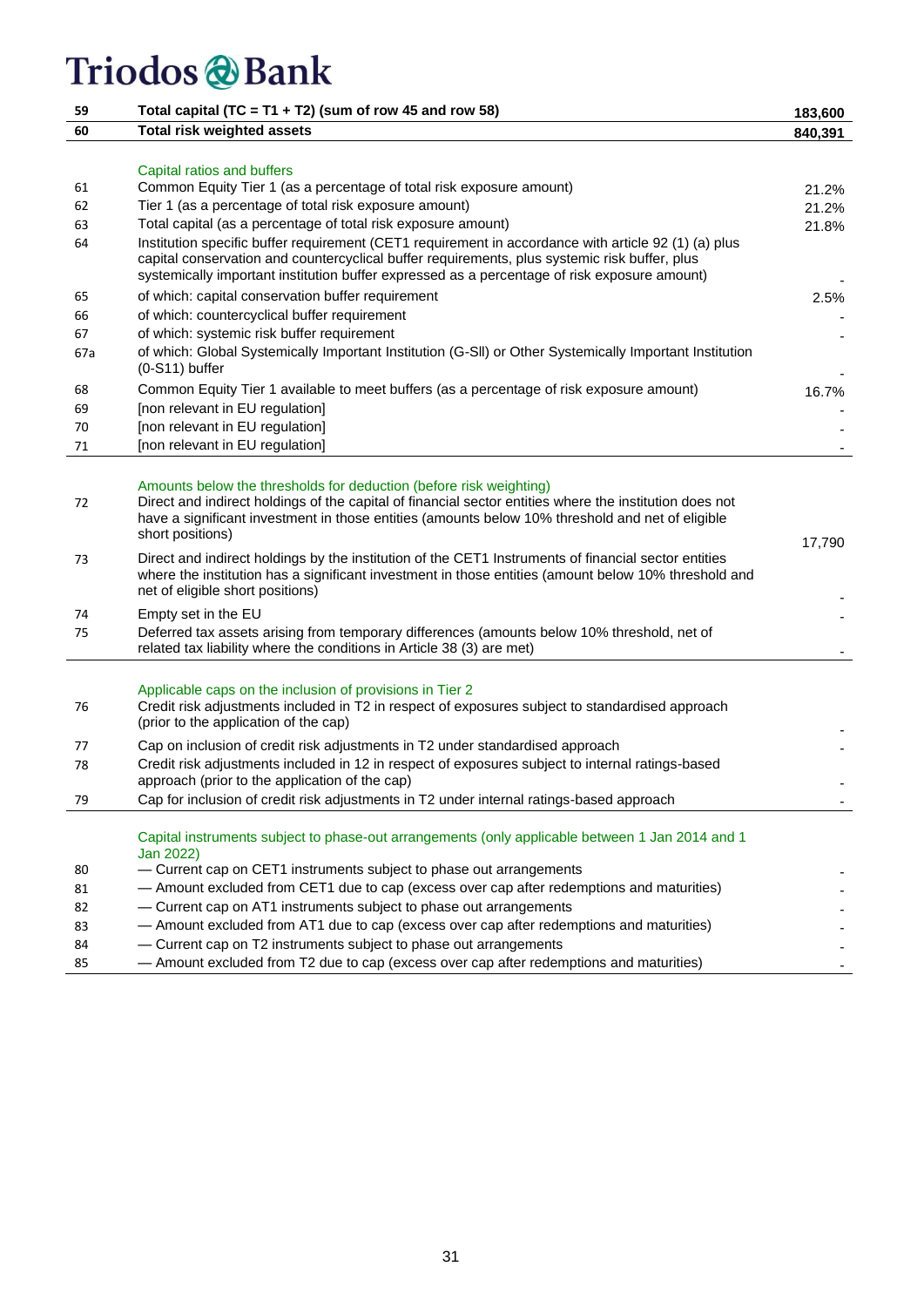| | | |
|---|---|---|
| **59** | **Total capital (TC = T1 + T2) (sum of row 45 and row 58)** | **183,600** |
| **60** | **Total risk weighted assets** | **840,391** |
| | Capital ratios and buffers | |
| 61 | Common Equity Tier 1 (as a percentage of total risk exposure amount) | 21.2% |
| 62 | Tier 1 (as a percentage of total risk exposure amount) | 21.2% |
| 63 | Total capital (as a percentage of total risk exposure amount) | 21.8% |
| 64 | Institution specific buffer requirement (CET1 requirement in accordance with article 92 (1) (a) plus capital conservation and countercyclical buffer requirements, plus systemic risk buffer, plus systemically important institution buffer expressed as a percentage of risk exposure amount) | - |
| 65 | of which: capital conservation buffer requirement | 2.5% |
| 66 | of which: countercyclical buffer requirement | - |
| 67 | of which: systemic risk buffer requirement | - |
| 67a | of which: Global Systemically Important Institution (G-SII) or Other Systemically Important Institution (0-S11) buffer | - |
| 68 | Common Equity Tier 1 available to meet buffers (as a percentage of risk exposure amount) | 16.7% |
| 69 | [non relevant in EU regulation] | - |
| 70 | [non relevant in EU regulation] | - |
| 71 | [non relevant in EU regulation] | - |
| | Amounts below the thresholds for deduction (before risk weighting) | |
| 72 | Direct and indirect holdings of the capital of financial sector entities where the institution does not have a significant investment in those entities (amounts below 10% threshold and net of eligible short positions) | 17,790 |
| 73 | Direct and indirect holdings by the institution of the CET1 Instruments of financial sector entities where the institution has a significant investment in those entities (amount below 10% threshold and net of eligible short positions) | - |
| 74 | Empty set in the EU | - |
| 75 | Deferred tax assets arising from temporary differences (amounts below 10% threshold, net of related tax liability where the conditions in Article 38 (3) are met) | - |
| | Applicable caps on the inclusion of provisions in Tier 2 | |
| 76 | Credit risk adjustments included in T2 in respect of exposures subject to standardised approach (prior to the application of the cap) | - |
| 77 | Cap on inclusion of credit risk adjustments in T2 under standardised approach | - |
| 78 | Credit risk adjustments included in 12 in respect of exposures subject to internal ratings-based approach (prior to the application of the cap) | - |
| 79 | Cap for inclusion of credit risk adjustments in T2 under internal ratings-based approach | - |
| | Capital instruments subject to phase-out arrangements (only applicable between 1 Jan 2014 and 1 Jan 2022) | |
| 80 | — Current cap on CET1 instruments subject to phase out arrangements | - |
| 81 | — Amount excluded from CET1 due to cap (excess over cap after redemptions and maturities) | - |
| 82 | — Current cap on AT1 instruments subject to phase out arrangements | - |
| 83 | — Amount excluded from AT1 due to cap (excess over cap after redemptions and maturities) | - |
| 84 | — Current cap on T2 instruments subject to phase out arrangements | - |
| 85 | — Amount excluded from T2 due to cap (excess over cap after redemptions and maturities) | - |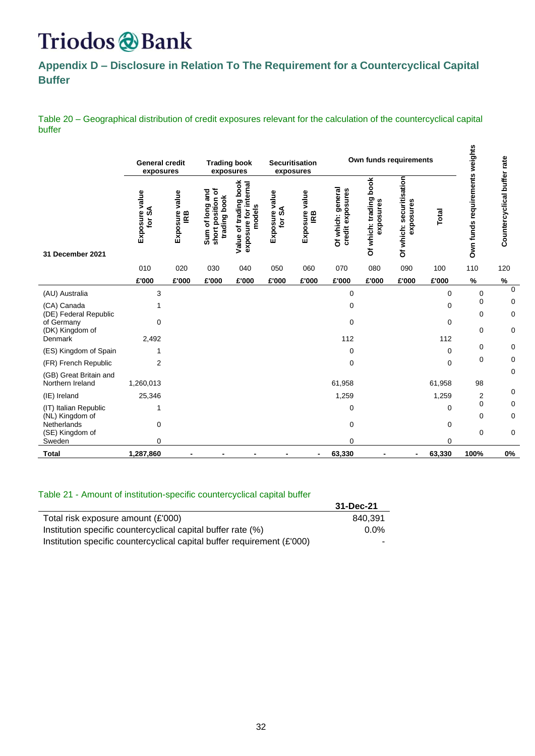Triodos Bank

## Appendix D – Disclosure in Relation To The Requirement for a Countercyclical Capital Buffer

Table 20 – Geographical distribution of credit exposures relevant for the calculation of the countercyclical capital buffer

| 31 December 2021 | General credit exposures | | Trading book exposures | | Securitisation exposures | | Own funds requirements | | | | Own funds requirements weights | Countercyclical buffer rate |
|---|---|---|---|---|---|---|---|---|---|---|---|---|
| | Exposure value for SA | Exposure value IRB | Sum of long and short position of trading book | Value of trading book exposure for internal models | Exposure value for SA | Exposure value IRB | Of which: general credit exposures | Of which: trading book exposures | Of which: securitisation exposures | Total | | |
| | 010 | 020 | 030 | 040 | 050 | 060 | 070 | 080 | 090 | 100 | 110 | 120 |
| | £'000 | £'000 | £'000 | £'000 | £'000 | £'000 | £'000 | £'000 | £'000 | £'000 | % | % |
| (AU) Australia | 3 | | | | | | 0 | | | 0 | 0 | 0 |
| (CA) Canada | 1 | | | | | | 0 | | | 0 | 0 | 0 |
| (DE) Federal Republic of Germany | 0 | | | | | | 0 | | | 0 | 0 | 0 |
| (DK) Kingdom of Denmark | 2,492 | | | | | | 112 | | | 112 | 0 | 0 |
| (ES) Kingdom of Spain | 1 | | | | | | 0 | | | 0 | 0 | 0 |
| (FR) French Republic | 2 | | | | | | 0 | | | 0 | 0 | 0 |
| (GB) Great Britain and Northern Ireland | 1,260,013 | | | | | | 61,958 | | | 61,958 | 98 | 0 |
| (IE) Ireland | 25,346 | | | | | | 1,259 | | | 1,259 | 2 | 0 |
| (IT) Italian Republic | 1 | | | | | | 0 | | | 0 | 0 | 0 |
| (NL) Kingdom of Netherlands | 0 | | | | | | 0 | | | 0 | 0 | 0 |
| (SE) Kingdom of Sweden | 0 | | | | | | 0 | | | 0 | 0 | 0 |
| **Total** | **1,287,860** | **-** | **-** | **-** | **-** | **-** | **63,330** | **-** | **-** | **63,330** | **100%** | **0%** |

Table 21 - Amount of institution-specific countercyclical capital buffer

| | 31-Dec-21 |
|---|---|
| Total risk exposure amount (£'000) | 840,391 |
| Institution specific countercyclical capital buffer rate (%) | 0.0% |
| Institution specific countercyclical capital buffer requirement (£'000) | - |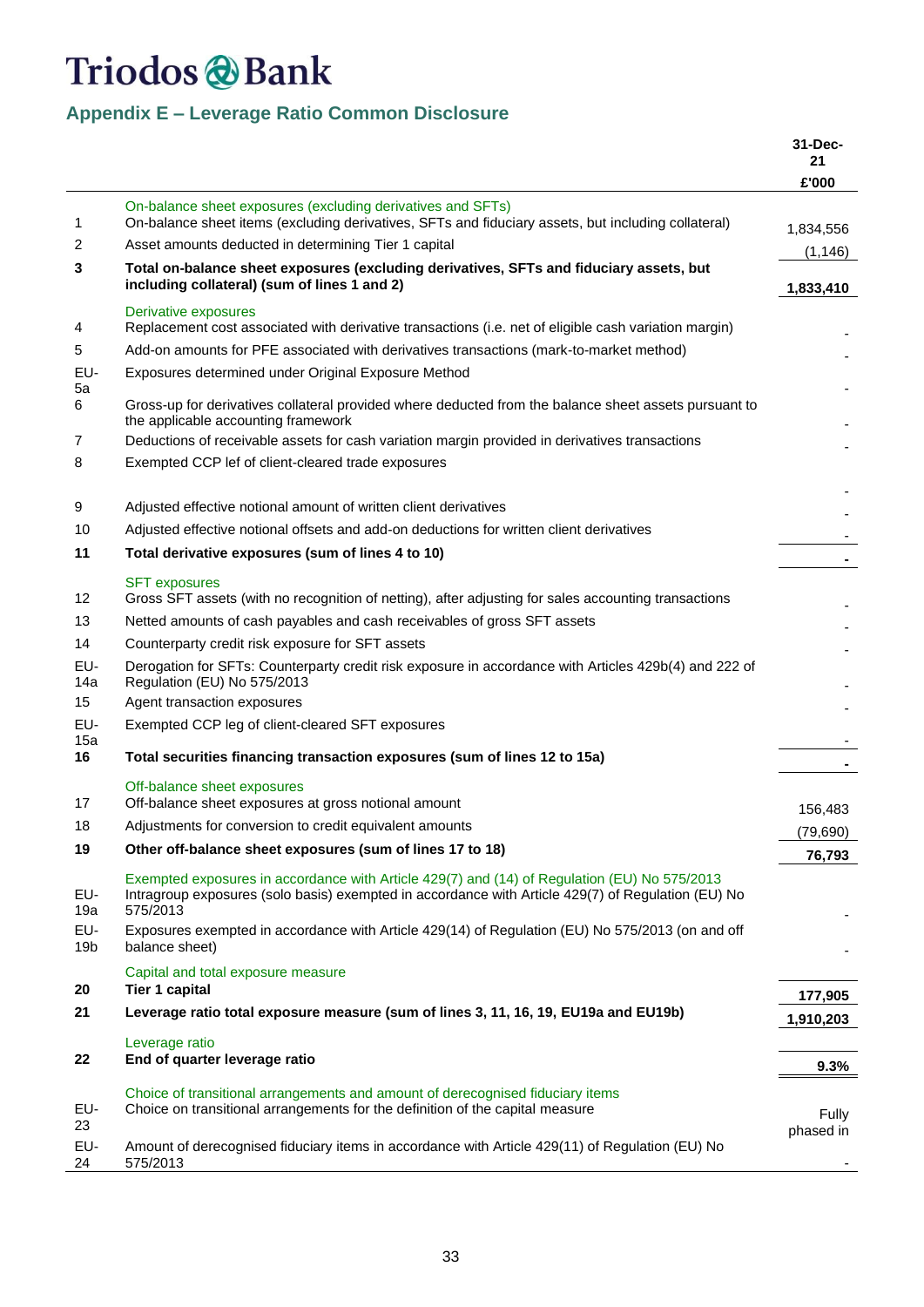# Triodos Bank

## Appendix E – Leverage Ratio Common Disclosure

| | | 31-Dec-21 £'000 |
|---|---|---|
| | **On-balance sheet exposures (excluding derivatives and SFTs)** | |
| 1 | On-balance sheet items (excluding derivatives, SFTs and fiduciary assets, but including collateral) | 1,834,556 |
| 2 | Asset amounts deducted in determining Tier 1 capital | (1,146) |
| **3** | **Total on-balance sheet exposures (excluding derivatives, SFTs and fiduciary assets, but including collateral) (sum of lines 1 and 2)** | **1,833,410** |
| | **Derivative exposures** | |
| 4 | Replacement cost associated with derivative transactions (i.e. net of eligible cash variation margin) | - |
| 5 | Add-on amounts for PFE associated with derivatives transactions (mark-to-market method) | - |
| EU-5a | Exposures determined under Original Exposure Method | - |
| 6 | Gross-up for derivatives collateral provided where deducted from the balance sheet assets pursuant to the applicable accounting framework | - |
| 7 | Deductions of receivable assets for cash variation margin provided in derivatives transactions | - |
| 8 | Exempted CCP lef of client-cleared trade exposures | - |
| 9 | Adjusted effective notional amount of written client derivatives | - |
| 10 | Adjusted effective notional offsets and add-on deductions for written client derivatives | - |
| **11** | **Total derivative exposures (sum of lines 4 to 10)** | **-** |
| | **SFT exposures** | |
| 12 | Gross SFT assets (with no recognition of netting), after adjusting for sales accounting transactions | - |
| 13 | Netted amounts of cash payables and cash receivables of gross SFT assets | - |
| 14 | Counterparty credit risk exposure for SFT assets | - |
| EU-14a | Derogation for SFTs: Counterparty credit risk exposure in accordance with Articles 429b(4) and 222 of Regulation (EU) No 575/2013 | - |
| 15 | Agent transaction exposures | - |
| EU-15a | Exempted CCP leg of client-cleared SFT exposures | - |
| **16** | **Total securities financing transaction exposures (sum of lines 12 to 15a)** | **-** |
| | **Off-balance sheet exposures** | |
| 17 | Off-balance sheet exposures at gross notional amount | 156,483 |
| 18 | Adjustments for conversion to credit equivalent amounts | (79,690) |
| **19** | **Other off-balance sheet exposures (sum of lines 17 to 18)** | **76,793** |
| | **Exempted exposures in accordance with Article 429(7) and (14) of Regulation (EU) No 575/2013** | |
| EU-19a | Intragroup exposures (solo basis) exempted in accordance with Article 429(7) of Regulation (EU) No 575/2013 | - |
| EU-19b | Exposures exempted in accordance with Article 429(14) of Regulation (EU) No 575/2013 (on and off balance sheet) | - |
| | **Capital and total exposure measure** | |
| **20** | **Tier 1 capital** | **177,905** |
| **21** | **Leverage ratio total exposure measure (sum of lines 3, 11, 16, 19, EU19a and EU19b)** | **1,910,203** |
| | **Leverage ratio** | |
| **22** | **End of quarter leverage ratio** | **9.3%** |
| | **Choice of transitional arrangements and amount of derecognised fiduciary items** | |
| EU-23 | Choice on transitional arrangements for the definition of the capital measure | Fully phased in |
| EU-24 | Amount of derecognised fiduciary items in accordance with Article 429(11) of Regulation (EU) No 575/2013 | - |